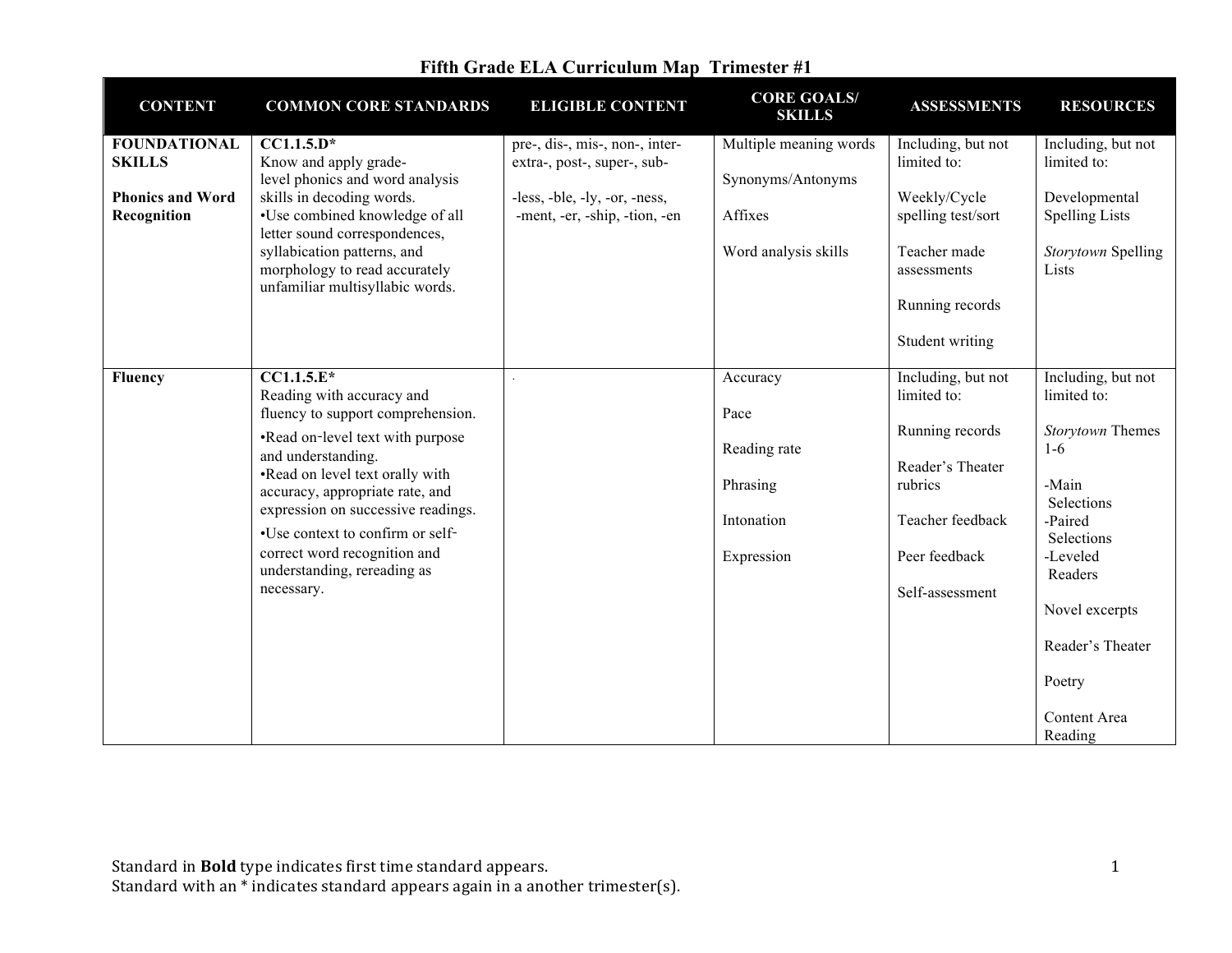# Fifth Grade ELA Curriculum Map  Trimester #1

| CONTENT | COMMON CORE STANDARDS | ELIGIBLE CONTENT | CORE GOALS/ SKILLS | ASSESSMENTS | RESOURCES |
|---|---|---|---|---|---|
| **FOUNDATIONAL SKILLS**<br><br>**Phonics and Word Recognition** | **CC1.1.5.D***<br>Know and apply grade-level phonics and word analysis skills in decoding words.<br>•Use combined knowledge of all letter sound correspondences, syllabication patterns, and morphology to read accurately unfamiliar multisyllabic words. | pre-, dis-, mis-, non-, inter- extra-, post-, super-, sub-<br><br>-less, -ble, -ly, -or, -ness, -ment, -er, -ship, -tion, -en | Multiple meaning words<br><br>Synonyms/Antonyms<br><br>Affixes<br><br>Word analysis skills | Including, but not limited to:<br><br>Weekly/Cycle spelling test/sort<br><br>Teacher made assessments<br><br>Running records<br><br>Student writing | Including, but not limited to:<br><br>Developmental Spelling Lists<br><br>*Storytown* Spelling Lists |
| **Fluency** | **CC1.1.5.E***<br>Reading with accuracy and fluency to support comprehension.<br>•Read on-level text with purpose and understanding.<br>•Read on level text orally with accuracy, appropriate rate, and expression on successive readings.<br>•Use context to confirm or self-correct word recognition and understanding, rereading as necessary. | . | Accuracy<br><br>Pace<br><br>Reading rate<br><br>Phrasing<br><br>Intonation<br><br>Expression | Including, but not limited to:<br><br>Running records<br><br>Reader's Theater rubrics<br><br>Teacher feedback<br><br>Peer feedback<br><br>Self-assessment | Including, but not limited to:<br><br>*Storytown* Themes 1-6<br><br>-Main Selections<br>-Paired Selections<br>-Leveled Readers<br><br>Novel excerpts<br><br>Reader's Theater<br><br>Poetry<br><br>Content Area Reading |

Standard in **Bold** type indicates first time standard appears.
Standard with an * indicates standard appears again in a another trimester(s).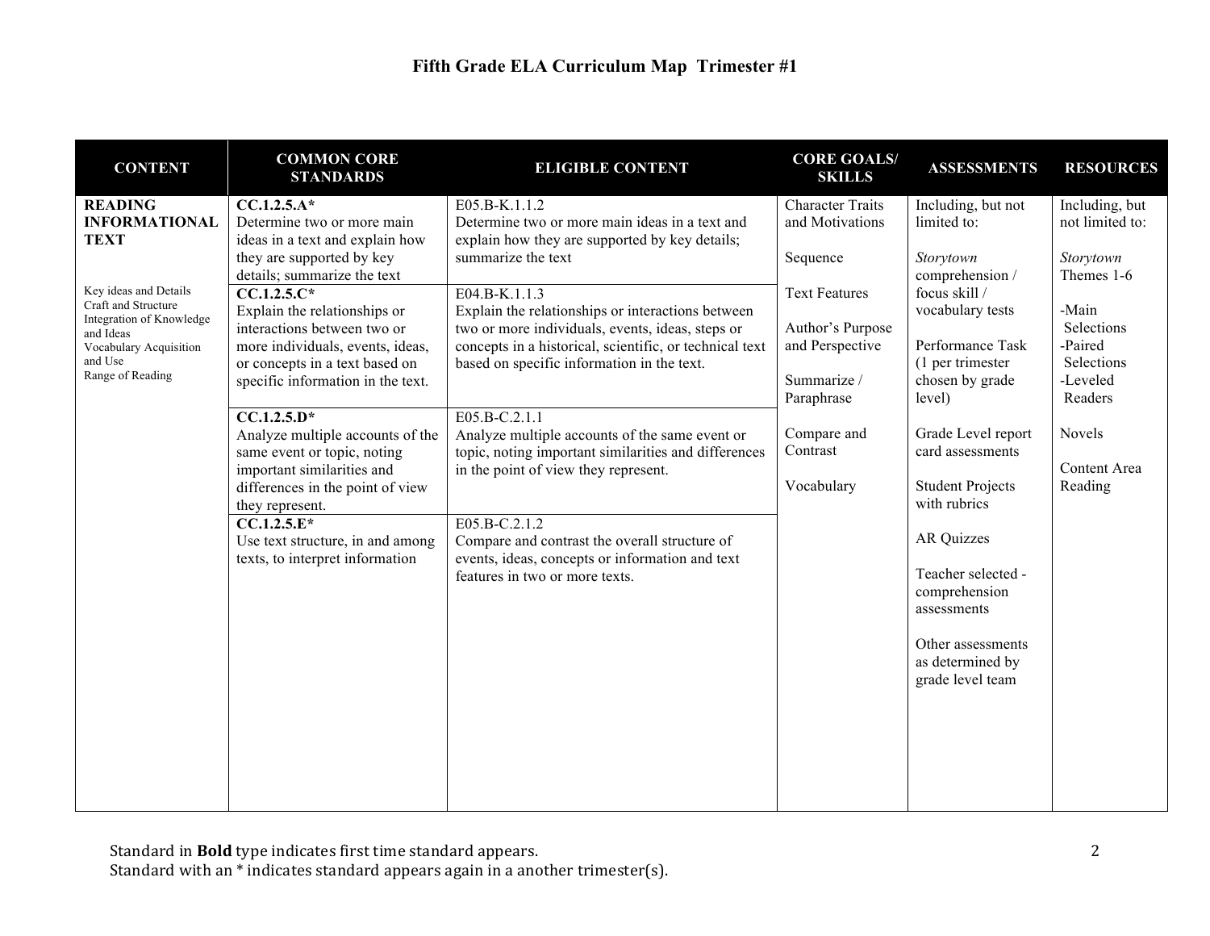# Fifth Grade ELA Curriculum Map Trimester #1

| CONTENT | COMMON CORE STANDARDS | ELIGIBLE CONTENT | CORE GOALS/ SKILLS | ASSESSMENTS | RESOURCES |
|---|---|---|---|---|---|
| **READING INFORMATIONAL TEXT**<br><br>Key ideas and Details<br>Craft and Structure<br>Integration of Knowledge and Ideas<br>Vocabulary Acquisition and Use<br>Range of Reading | **CC.1.2.5.A***<br>Determine two or more main ideas in a text and explain how they are supported by key details; summarize the text | E05.B-K.1.1.2<br>Determine two or more main ideas in a text and explain how they are supported by key details; summarize the text | Character Traits and Motivations<br><br>Sequence<br><br>Text Features<br><br>Author's Purpose and Perspective<br><br>Summarize / Paraphrase<br><br>Compare and Contrast<br><br>Vocabulary | Including, but not limited to:<br><br>*Storytown* comprehension / focus skill / vocabulary tests<br><br>Performance Task (1 per trimester chosen by grade level)<br><br>Grade Level report card assessments<br><br>Student Projects with rubrics<br><br>AR Quizzes<br><br>Teacher selected - comprehension assessments<br><br>Other assessments as determined by grade level team | Including, but not limited to:<br><br>*Storytown* Themes 1-6<br><br>-Main Selections<br>-Paired Selections<br>-Leveled Readers<br><br>Novels<br><br>Content Area Reading |
| | **CC.1.2.5.C***<br>Explain the relationships or interactions between two or more individuals, events, ideas, or concepts in a text based on specific information in the text. | E04.B-K.1.1.3<br>Explain the relationships or interactions between two or more individuals, events, ideas, steps or concepts in a historical, scientific, or technical text based on specific information in the text. | | | |
| | **CC.1.2.5.D***<br>Analyze multiple accounts of the same event or topic, noting important similarities and differences in the point of view they represent. | E05.B-C.2.1.1<br>Analyze multiple accounts of the same event or topic, noting important similarities and differences in the point of view they represent. | | | |
| | **CC.1.2.5.E***<br>Use text structure, in and among texts, to interpret information | E05.B-C.2.1.2<br>Compare and contrast the overall structure of events, ideas, concepts or information and text features in two or more texts. | | | |

Standard in **Bold** type indicates first time standard appears.
Standard with an * indicates standard appears again in a another trimester(s).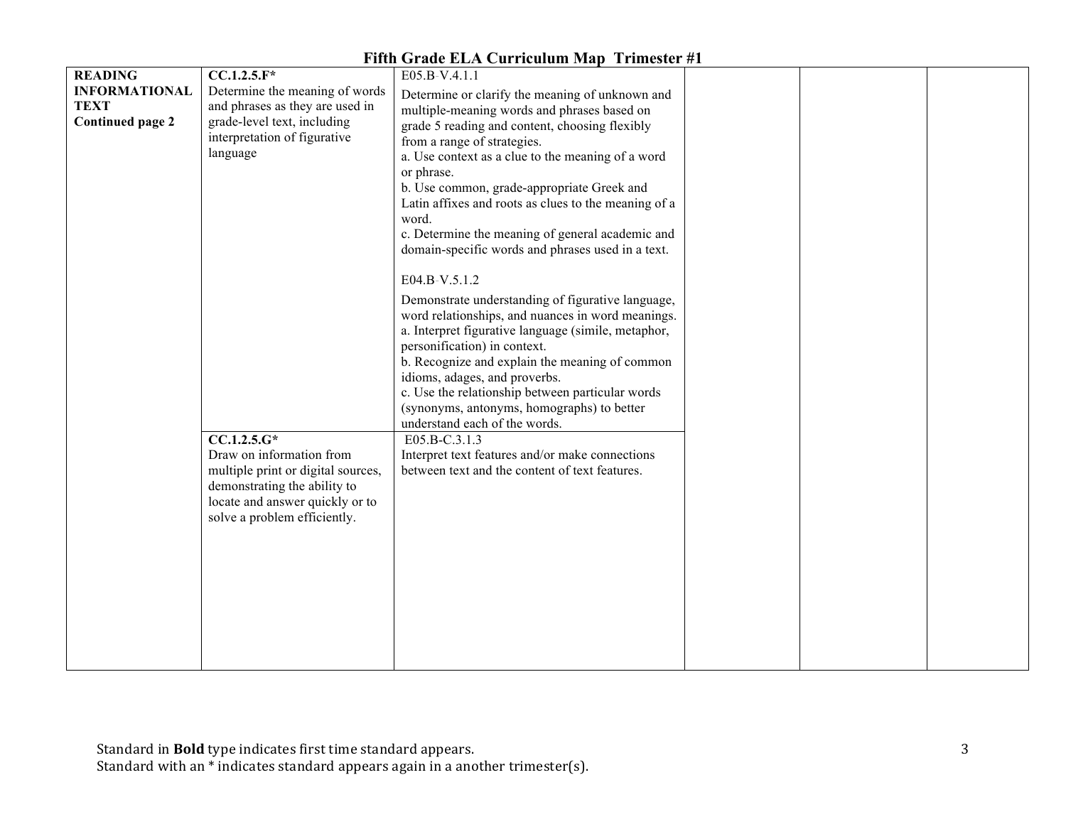# Fifth Grade ELA Curriculum Map Trimester #1

| | | | | | |
|---|---|---|---|---|---|
| **READING INFORMATIONAL TEXT**<br>**Continued page 2** | **CC.1.2.5.F***<br>Determine the meaning of words and phrases as they are used in grade-level text, including interpretation of figurative language | E05.B-V.4.1.1<br>Determine or clarify the meaning of unknown and multiple-meaning words and phrases based on grade 5 reading and content, choosing flexibly from a range of strategies.<br>a. Use context as a clue to the meaning of a word or phrase.<br>b. Use common, grade-appropriate Greek and Latin affixes and roots as clues to the meaning of a word.<br>c. Determine the meaning of general academic and domain-specific words and phrases used in a text.<br><br>E04.B-V.5.1.2<br>Demonstrate understanding of figurative language, word relationships, and nuances in word meanings.<br>a. Interpret figurative language (simile, metaphor, personification) in context.<br>b. Recognize and explain the meaning of common idioms, adages, and proverbs.<br>c. Use the relationship between particular words (synonyms, antonyms, homographs) to better understand each of the words. | | | |
| | **CC.1.2.5.G***<br>Draw on information from multiple print or digital sources, demonstrating the ability to locate and answer quickly or to solve a problem efficiently. | E05.B-C.3.1.3<br>Interpret text features and/or make connections between text and the content of text features. | | | |

Standard in **Bold** type indicates first time standard appears.
Standard with an * indicates standard appears again in a another trimester(s).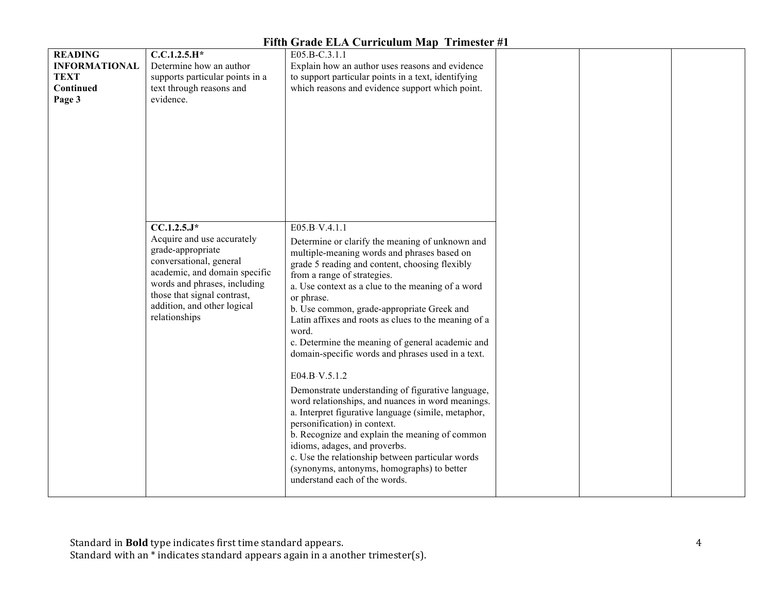## Fifth Grade ELA Curriculum Map Trimester #1

| | | | | | |
|---|---|---|---|---|---|
| **READING INFORMATIONAL TEXT Continued Page 3** | **C.C.1.2.5.H*** Determine how an author supports particular points in a text through reasons and evidence. | E05.B-C.3.1.1 Explain how an author uses reasons and evidence to support particular points in a text, identifying which reasons and evidence support which point. | | | |
| | **CC.1.2.5.J*** Acquire and use accurately grade-appropriate conversational, general academic, and domain specific words and phrases, including those that signal contrast, addition, and other logical relationships | E05.B-V.4.1.1 Determine or clarify the meaning of unknown and multiple-meaning words and phrases based on grade 5 reading and content, choosing flexibly from a range of strategies. a. Use context as a clue to the meaning of a word or phrase. b. Use common, grade-appropriate Greek and Latin affixes and roots as clues to the meaning of a word. c. Determine the meaning of general academic and domain-specific words and phrases used in a text. <br><br> E04.B-V.5.1.2 Demonstrate understanding of figurative language, word relationships, and nuances in word meanings. a. Interpret figurative language (simile, metaphor, personification) in context. b. Recognize and explain the meaning of common idioms, adages, and proverbs. c. Use the relationship between particular words (synonyms, antonyms, homographs) to better understand each of the words. | | | |

Standard in **Bold** type indicates first time standard appears.
Standard with an * indicates standard appears again in a another trimester(s).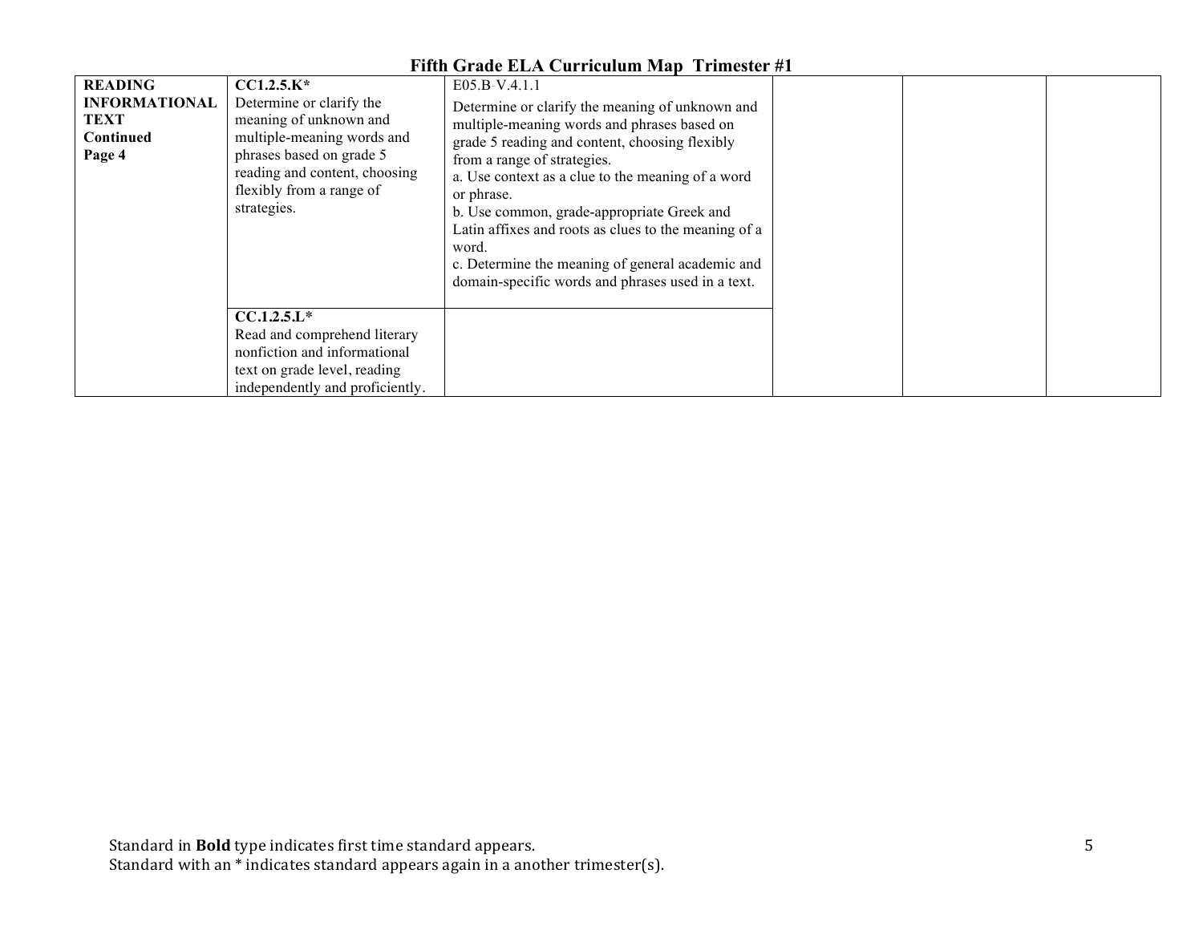# Fifth Grade ELA Curriculum Map Trimester #1

| | | | | | |
|---|---|---|---|---|---|
| **READING INFORMATIONAL TEXT Continued Page 4** | **CC1.2.5.K*** Determine or clarify the meaning of unknown and multiple-meaning words and phrases based on grade 5 reading and content, choosing flexibly from a range of strategies. | E05.B-V.4.1.1 Determine or clarify the meaning of unknown and multiple-meaning words and phrases based on grade 5 reading and content, choosing flexibly from a range of strategies. a. Use context as a clue to the meaning of a word or phrase. b. Use common, grade-appropriate Greek and Latin affixes and roots as clues to the meaning of a word. c. Determine the meaning of general academic and domain-specific words and phrases used in a text. | | | |
| | **CC.1.2.5.L*** Read and comprehend literary nonfiction and informational text on grade level, reading independently and proficiently. | | | | |

Standard in **Bold** type indicates first time standard appears.
Standard with an * indicates standard appears again in a another trimester(s).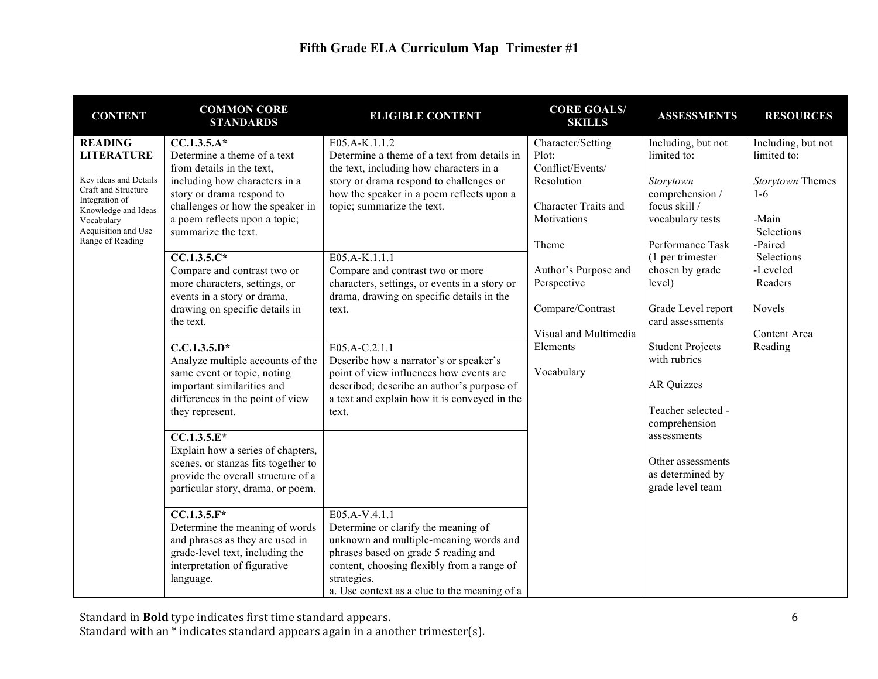# Fifth Grade ELA Curriculum Map Trimester #1

| CONTENT | COMMON CORE STANDARDS | ELIGIBLE CONTENT | CORE GOALS/ SKILLS | ASSESSMENTS | RESOURCES |
|---|---|---|---|---|---|
| **READING LITERATURE**<br><br>Key ideas and Details<br>Craft and Structure<br>Integration of Knowledge and Ideas<br>Vocabulary Acquisition and Use<br>Range of Reading | **CC.1.3.5.A***<br>Determine a theme of a text from details in the text, including how characters in a story or drama respond to challenges or how the speaker in a poem reflects upon a topic; summarize the text. | E05.A-K.1.1.2<br>Determine a theme of a text from details in the text, including how characters in a story or drama respond to challenges or how the speaker in a poem reflects upon a topic; summarize the text. | Character/Setting<br>Plot: Conflict/Events/ Resolution<br><br>Character Traits and Motivations<br><br>Theme<br><br>Author's Purpose and Perspective<br><br>Compare/Contrast<br><br>Visual and Multimedia Elements<br><br>Vocabulary | Including, but not limited to:<br><br>*Storytown* comprehension / focus skill / vocabulary tests<br><br>Performance Task (1 per trimester chosen by grade level)<br><br>Grade Level report card assessments<br><br>Student Projects with rubrics<br><br>AR Quizzes<br><br>Teacher selected - comprehension assessments<br><br>Other assessments as determined by grade level team | Including, but not limited to:<br><br>*Storytown* Themes 1-6<br><br>-Main Selections<br>-Paired Selections<br>-Leveled Readers<br><br>Novels<br><br>Content Area Reading |
| | **CC.1.3.5.C***<br>Compare and contrast two or more characters, settings, or events in a story or drama, drawing on specific details in the text. | E05.A-K.1.1.1<br>Compare and contrast two or more characters, settings, or events in a story or drama, drawing on specific details in the text. | | | |
| | **C.C.1.3.5.D***<br>Analyze multiple accounts of the same event or topic, noting important similarities and differences in the point of view they represent. | E05.A-C.2.1.1<br>Describe how a narrator's or speaker's point of view influences how events are described; describe an author's purpose of a text and explain how it is conveyed in the text. | | | |
| | **CC.1.3.5.E***<br>Explain how a series of chapters, scenes, or stanzas fits together to provide the overall structure of a particular story, drama, or poem. | | | | |
| | **CC.1.3.5.F***<br>Determine the meaning of words and phrases as they are used in grade-level text, including the interpretation of figurative language. | E05.A-V.4.1.1<br>Determine or clarify the meaning of unknown and multiple-meaning words and phrases based on grade 5 reading and content, choosing flexibly from a range of strategies.<br>a. Use context as a clue to the meaning of a | | | |

Standard in **Bold** type indicates first time standard appears.
Standard with an * indicates standard appears again in a another trimester(s).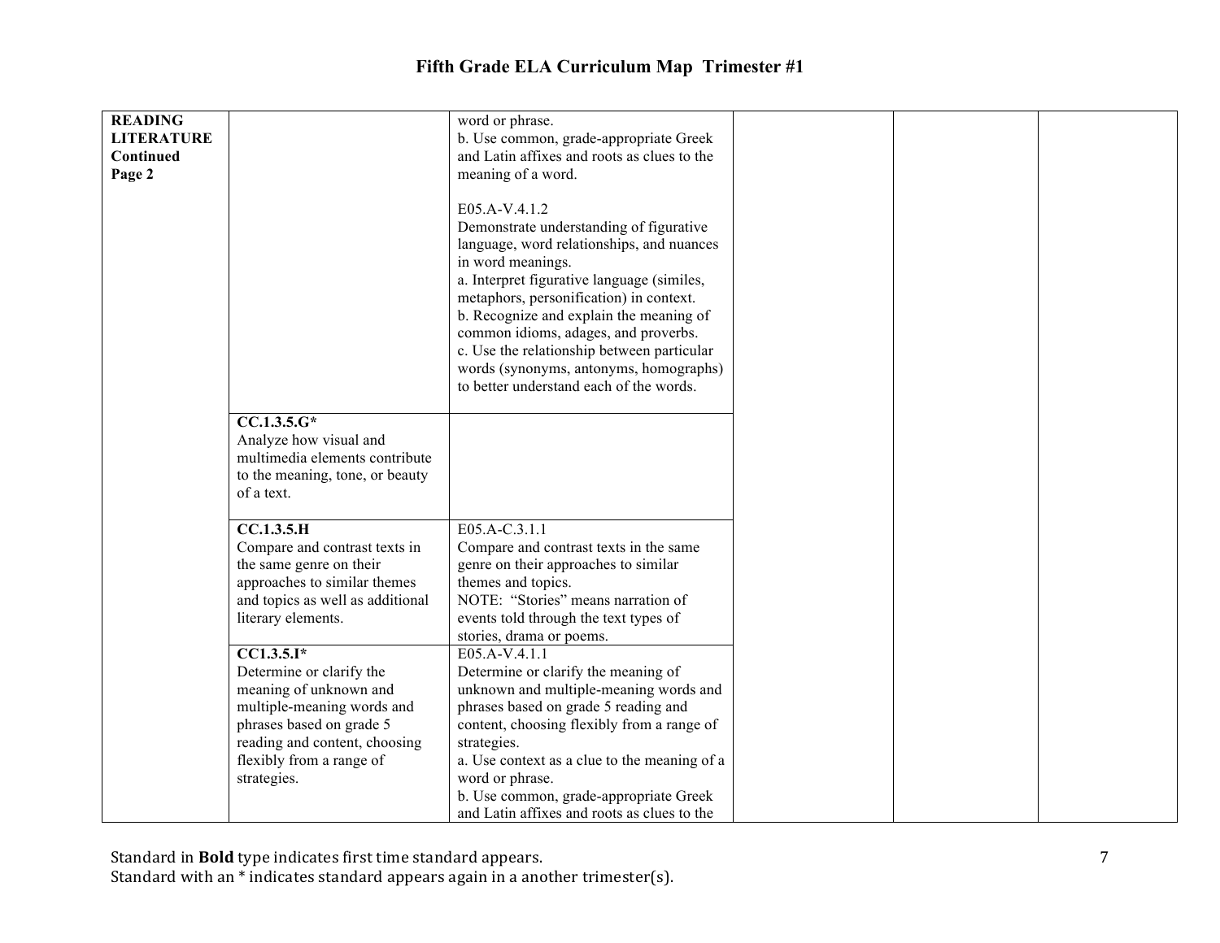# Fifth Grade ELA Curriculum Map Trimester #1

| | | | | | |
|---|---|---|---|---|---|
| **READING LITERATURE Continued Page 2** | | word or phrase.<br>b. Use common, grade-appropriate Greek and Latin affixes and roots as clues to the meaning of a word.<br><br>E05.A-V.4.1.2<br>Demonstrate understanding of figurative language, word relationships, and nuances in word meanings.<br>a. Interpret figurative language (similes, metaphors, personification) in context.<br>b. Recognize and explain the meaning of common idioms, adages, and proverbs.<br>c. Use the relationship between particular words (synonyms, antonyms, homographs) to better understand each of the words. | | | |
| | **CC.1.3.5.G***<br>Analyze how visual and multimedia elements contribute to the meaning, tone, or beauty of a text. | | | | |
| | **CC.1.3.5.H**<br>Compare and contrast texts in the same genre on their approaches to similar themes and topics as well as additional literary elements. | E05.A-C.3.1.1<br>Compare and contrast texts in the same genre on their approaches to similar themes and topics.<br>NOTE: "Stories" means narration of events told through the text types of stories, drama or poems. | | | |
| | **CC1.3.5.I***<br>Determine or clarify the meaning of unknown and multiple-meaning words and phrases based on grade 5 reading and content, choosing flexibly from a range of strategies. | E05.A-V.4.1.1<br>Determine or clarify the meaning of unknown and multiple-meaning words and phrases based on grade 5 reading and content, choosing flexibly from a range of strategies.<br>a. Use context as a clue to the meaning of a word or phrase.<br>b. Use common, grade-appropriate Greek and Latin affixes and roots as clues to the | | | |

Standard in **Bold** type indicates first time standard appears.
Standard with an * indicates standard appears again in a another trimester(s).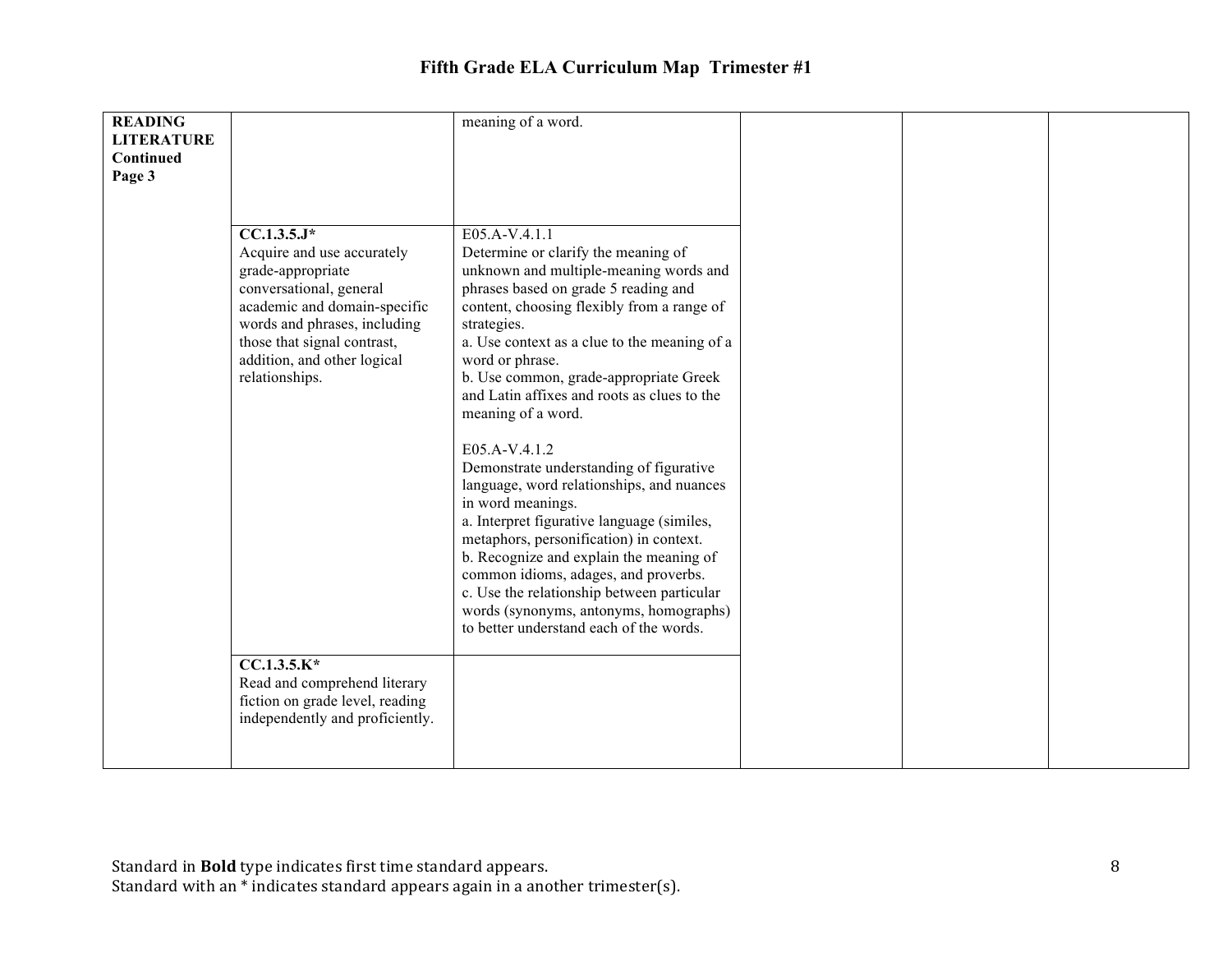# Fifth Grade ELA Curriculum Map Trimester #1

| | | | | | |
|---|---|---|---|---|---|
| **READING LITERATURE Continued Page 3** | | meaning of a word. | | | |
| | **CC.1.3.5.J*** Acquire and use accurately grade-appropriate conversational, general academic and domain-specific words and phrases, including those that signal contrast, addition, and other logical relationships. | E05.A-V.4.1.1 Determine or clarify the meaning of unknown and multiple-meaning words and phrases based on grade 5 reading and content, choosing flexibly from a range of strategies. a. Use context as a clue to the meaning of a word or phrase. b. Use common, grade-appropriate Greek and Latin affixes and roots as clues to the meaning of a word. <br><br> E05.A-V.4.1.2 Demonstrate understanding of figurative language, word relationships, and nuances in word meanings. a. Interpret figurative language (similes, metaphors, personification) in context. b. Recognize and explain the meaning of common idioms, adages, and proverbs. c. Use the relationship between particular words (synonyms, antonyms, homographs) to better understand each of the words. | | | |
| | **CC.1.3.5.K*** Read and comprehend literary fiction on grade level, reading independently and proficiently. | | | | |

Standard in **Bold** type indicates first time standard appears.
Standard with an * indicates standard appears again in a another trimester(s).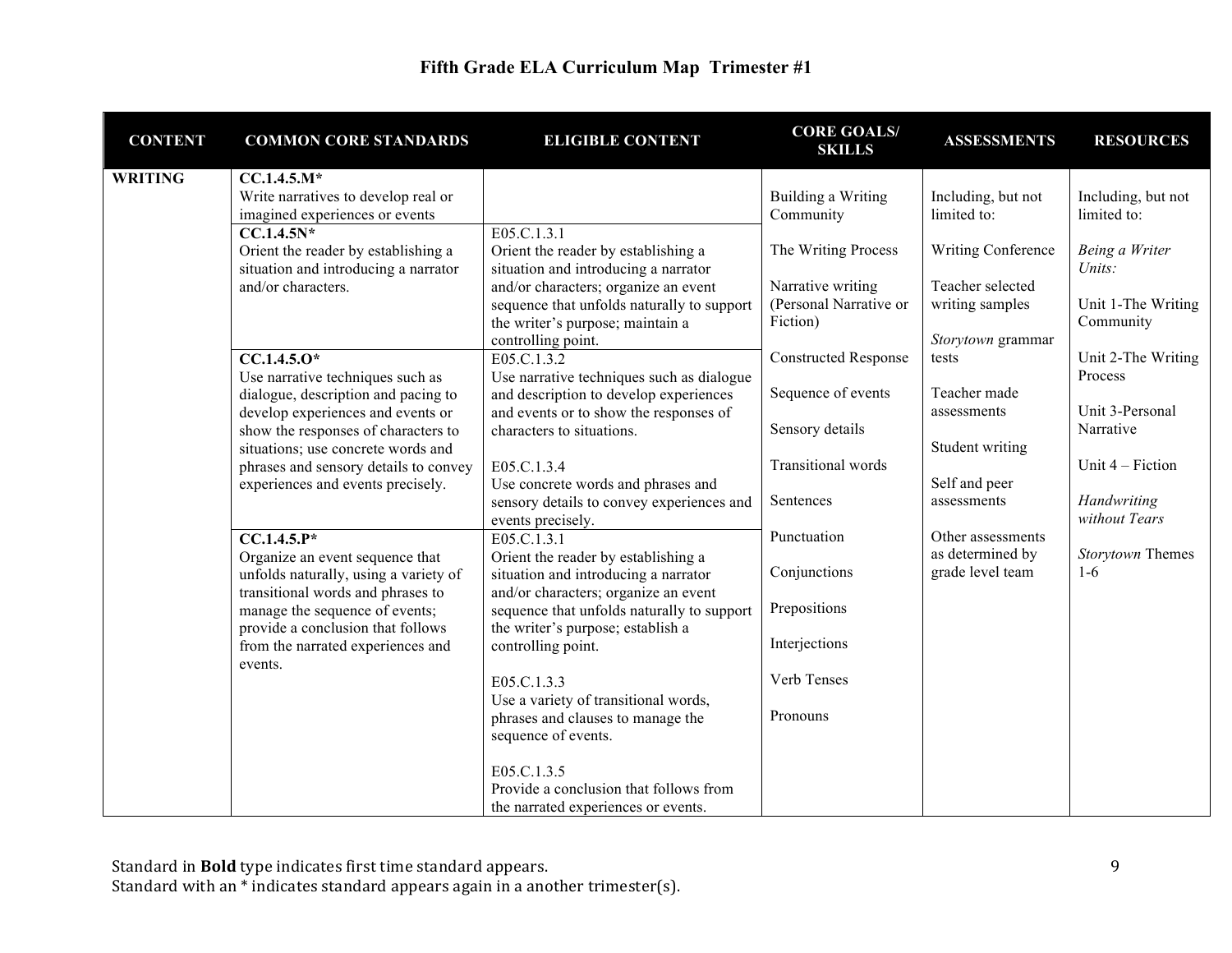# Fifth Grade ELA Curriculum Map Trimester #1

| CONTENT | COMMON CORE STANDARDS | ELIGIBLE CONTENT | CORE GOALS/ SKILLS | ASSESSMENTS | RESOURCES |
|---|---|---|---|---|---|
| **WRITING** | **CC.1.4.5.M*** Write narratives to develop real or imagined experiences or events | | Building a Writing Community<br><br>The Writing Process<br><br>Narrative writing (Personal Narrative or Fiction)<br><br>Constructed Response<br><br>Sequence of events<br><br>Sensory details<br><br>Transitional words<br><br>Sentences<br><br>Punctuation<br><br>Conjunctions<br><br>Prepositions<br><br>Interjections<br><br>Verb Tenses<br><br>Pronouns | Including, but not limited to:<br><br>Writing Conference<br><br>Teacher selected writing samples<br><br>*Storytown* grammar tests<br><br>Teacher made assessments<br><br>Student writing<br><br>Self and peer assessments<br><br>Other assessments as determined by grade level team | Including, but not limited to:<br><br>*Being a Writer Units:*<br><br>Unit 1-The Writing Community<br><br>Unit 2-The Writing Process<br><br>Unit 3-Personal Narrative<br><br>Unit 4 – Fiction<br><br>*Handwriting without Tears*<br><br>*Storytown* Themes 1-6 |
| | **CC.1.4.5N*** Orient the reader by establishing a situation and introducing a narrator and/or characters. | E05.C.1.3.1 Orient the reader by establishing a situation and introducing a narrator and/or characters; organize an event sequence that unfolds naturally to support the writer's purpose; maintain a controlling point. | | | |
| | **CC.1.4.5.O*** Use narrative techniques such as dialogue, description and pacing to develop experiences and events or show the responses of characters to situations; use concrete words and phrases and sensory details to convey experiences and events precisely. | E05.C.1.3.2 Use narrative techniques such as dialogue and description to develop experiences and events or to show the responses of characters to situations.<br><br>E05.C.1.3.4 Use concrete words and phrases and sensory details to convey experiences and events precisely. | | | |
| | **CC.1.4.5.P*** Organize an event sequence that unfolds naturally, using a variety of transitional words and phrases to manage the sequence of events; provide a conclusion that follows from the narrated experiences and events. | E05.C.1.3.1 Orient the reader by establishing a situation and introducing a narrator and/or characters; organize an event sequence that unfolds naturally to support the writer's purpose; establish a controlling point.<br><br>E05.C.1.3.3 Use a variety of transitional words, phrases and clauses to manage the sequence of events.<br><br>E05.C.1.3.5 Provide a conclusion that follows from the narrated experiences or events. | | | |

Standard in **Bold** type indicates first time standard appears.
Standard with an * indicates standard appears again in a another trimester(s).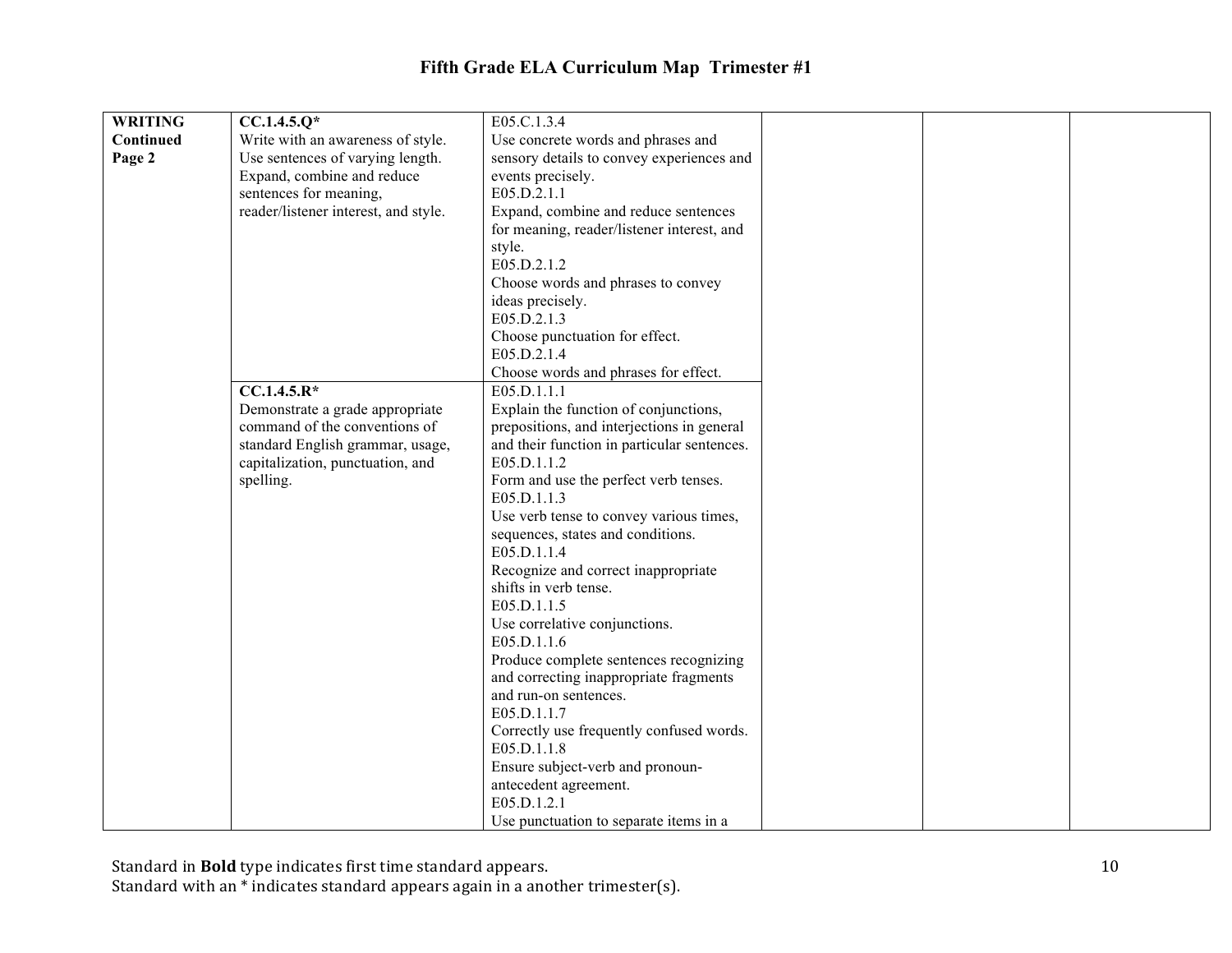# Fifth Grade ELA Curriculum Map Trimester #1

| | | | | | |
|---|---|---|---|---|---|
| **WRITING Continued Page 2** | **CC.1.4.5.Q*** Write with an awareness of style. Use sentences of varying length. Expand, combine and reduce sentences for meaning, reader/listener interest, and style. | E05.C.1.3.4 Use concrete words and phrases and sensory details to convey experiences and events precisely. E05.D.2.1.1 Expand, combine and reduce sentences for meaning, reader/listener interest, and style. E05.D.2.1.2 Choose words and phrases to convey ideas precisely. E05.D.2.1.3 Choose punctuation for effect. E05.D.2.1.4 Choose words and phrases for effect. | | | |
| | **CC.1.4.5.R*** Demonstrate a grade appropriate command of the conventions of standard English grammar, usage, capitalization, punctuation, and spelling. | E05.D.1.1.1 Explain the function of conjunctions, prepositions, and interjections in general and their function in particular sentences. E05.D.1.1.2 Form and use the perfect verb tenses. E05.D.1.1.3 Use verb tense to convey various times, sequences, states and conditions. E05.D.1.1.4 Recognize and correct inappropriate shifts in verb tense. E05.D.1.1.5 Use correlative conjunctions. E05.D.1.1.6 Produce complete sentences recognizing and correcting inappropriate fragments and run-on sentences. E05.D.1.1.7 Correctly use frequently confused words. E05.D.1.1.8 Ensure subject-verb and pronoun-antecedent agreement. E05.D.1.2.1 Use punctuation to separate items in a | | | |

Standard in **Bold** type indicates first time standard appears.
Standard with an * indicates standard appears again in a another trimester(s).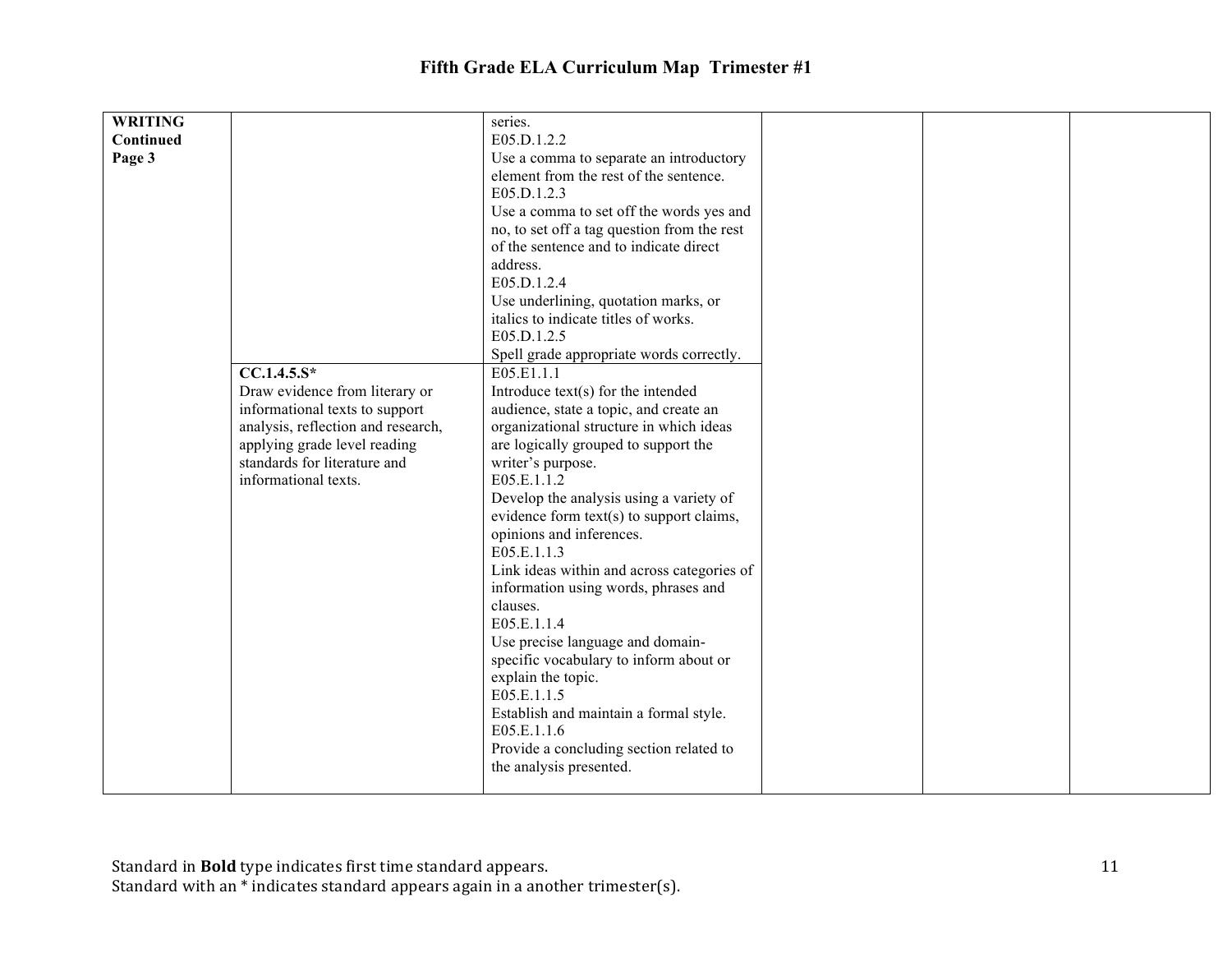# Fifth Grade ELA Curriculum Map Trimester #1

| | | | | | |
|---|---|---|---|---|---|
| **WRITING Continued Page 3** | | series.<br>E05.D.1.2.2<br>Use a comma to separate an introductory element from the rest of the sentence.<br>E05.D.1.2.3<br>Use a comma to set off the words yes and no, to set off a tag question from the rest of the sentence and to indicate direct address.<br>E05.D.1.2.4<br>Use underlining, quotation marks, or italics to indicate titles of works.<br>E05.D.1.2.5<br>Spell grade appropriate words correctly. | | | |
| | **CC.1.4.5.S***<br>Draw evidence from literary or informational texts to support analysis, reflection and research, applying grade level reading standards for literature and informational texts. | E05.E1.1.1<br>Introduce text(s) for the intended audience, state a topic, and create an organizational structure in which ideas are logically grouped to support the writer's purpose.<br>E05.E.1.1.2<br>Develop the analysis using a variety of evidence form text(s) to support claims, opinions and inferences.<br>E05.E.1.1.3<br>Link ideas within and across categories of information using words, phrases and clauses.<br>E05.E.1.1.4<br>Use precise language and domain-specific vocabulary to inform about or explain the topic.<br>E05.E.1.1.5<br>Establish and maintain a formal style.<br>E05.E.1.1.6<br>Provide a concluding section related to the analysis presented. | | | |

Standard in **Bold** type indicates first time standard appears.
Standard with an * indicates standard appears again in a another trimester(s).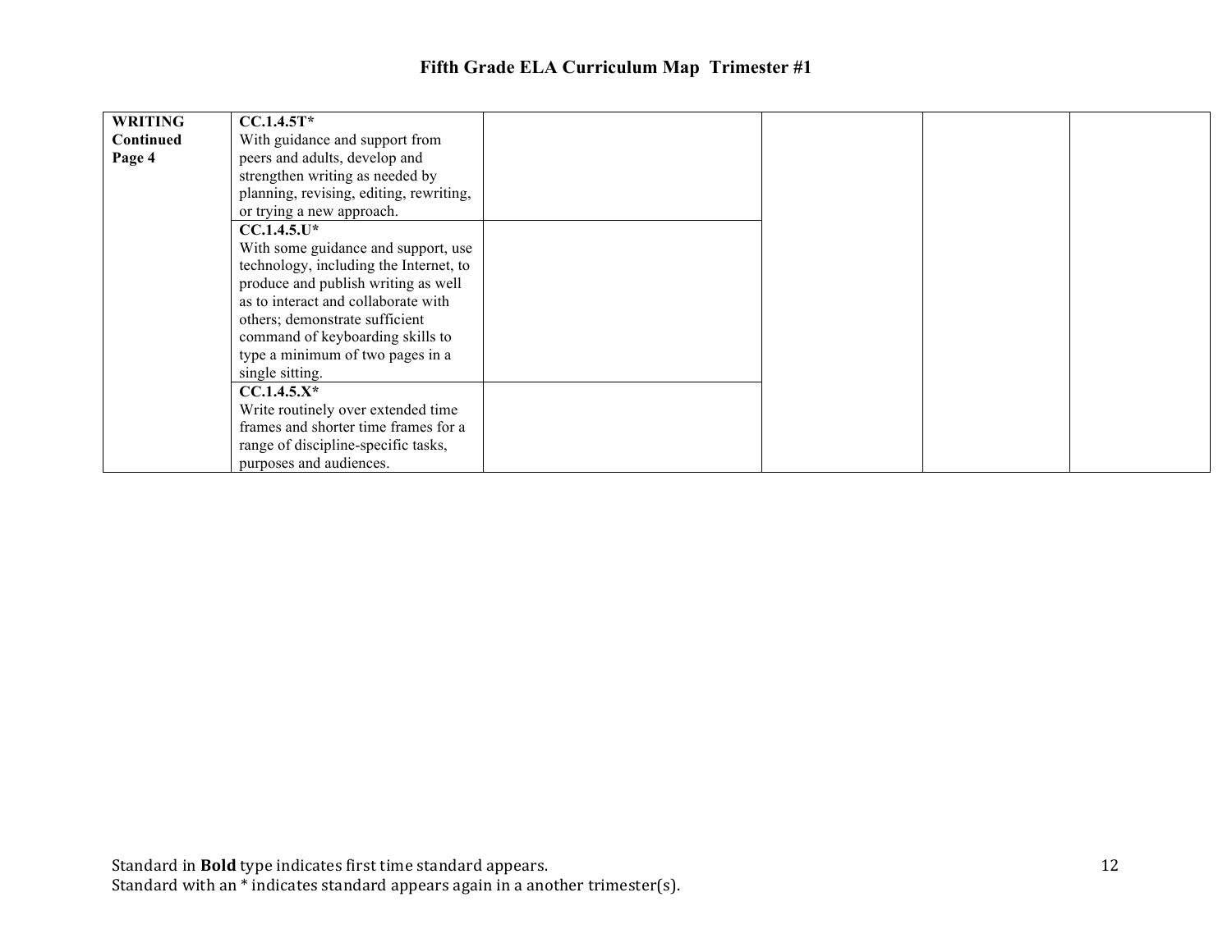# Fifth Grade ELA Curriculum Map Trimester #1

| | | | | | |
|---|---|---|---|---|---|
| **WRITING Continued Page 4** | **CC.1.4.5T*** With guidance and support from peers and adults, develop and strengthen writing as needed by planning, revising, editing, rewriting, or trying a new approach. | | | | |
| | **CC.1.4.5.U*** With some guidance and support, use technology, including the Internet, to produce and publish writing as well as to interact and collaborate with others; demonstrate sufficient command of keyboarding skills to type a minimum of two pages in a single sitting. | | | | |
| | **CC.1.4.5.X*** Write routinely over extended time frames and shorter time frames for a range of discipline-specific tasks, purposes and audiences. | | | | |

Standard in **Bold** type indicates first time standard appears.
Standard with an * indicates standard appears again in a another trimester(s).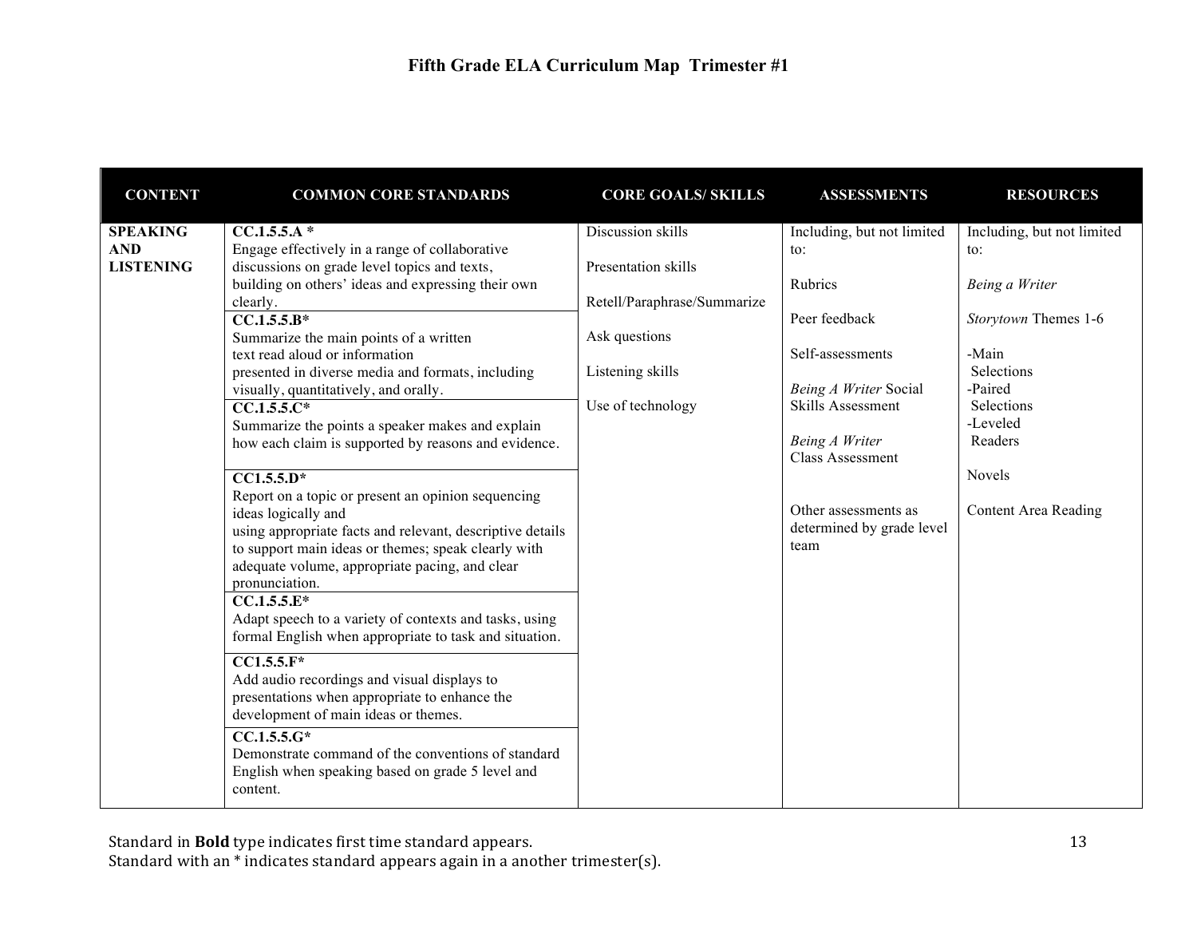# Fifth Grade ELA Curriculum Map Trimester #1

| CONTENT | COMMON CORE STANDARDS | CORE GOALS/ SKILLS | ASSESSMENTS | RESOURCES |
|---|---|---|---|---|
| **SPEAKING AND LISTENING** | **CC.1.5.5.A *** Engage effectively in a range of collaborative discussions on grade level topics and texts, building on others' ideas and expressing their own clearly. | Discussion skills<br><br>Presentation skills<br><br>Retell/Paraphrase/Summarize<br><br>Ask questions<br><br>Listening skills<br><br>Use of technology | Including, but not limited to:<br><br>Rubrics<br><br>Peer feedback<br><br>Self-assessments<br><br>*Being A Writer* Social Skills Assessment<br><br>*Being A Writer* Class Assessment<br><br>Other assessments as determined by grade level team | Including, but not limited to:<br><br>*Being a Writer*<br><br>*Storytown* Themes 1-6<br><br>-Main Selections<br>-Paired Selections<br>-Leveled Readers<br><br>Novels<br><br>Content Area Reading |
| | **CC.1.5.5.B*** Summarize the main points of a written text read aloud or information presented in diverse media and formats, including visually, quantitatively, and orally. | | | |
| | **CC.1.5.5.C*** Summarize the points a speaker makes and explain how each claim is supported by reasons and evidence. | | | |
| | **CC1.5.5.D*** Report on a topic or present an opinion sequencing ideas logically and using appropriate facts and relevant, descriptive details to support main ideas or themes; speak clearly with adequate volume, appropriate pacing, and clear pronunciation. | | | |
| | **CC.1.5.5.E*** Adapt speech to a variety of contexts and tasks, using formal English when appropriate to task and situation. | | | |
| | **CC1.5.5.F*** Add audio recordings and visual displays to presentations when appropriate to enhance the development of main ideas or themes. | | | |
| | **CC.1.5.5.G*** Demonstrate command of the conventions of standard English when speaking based on grade 5 level and content. | | | |

Standard in **Bold** type indicates first time standard appears.
Standard with an * indicates standard appears again in a another trimester(s).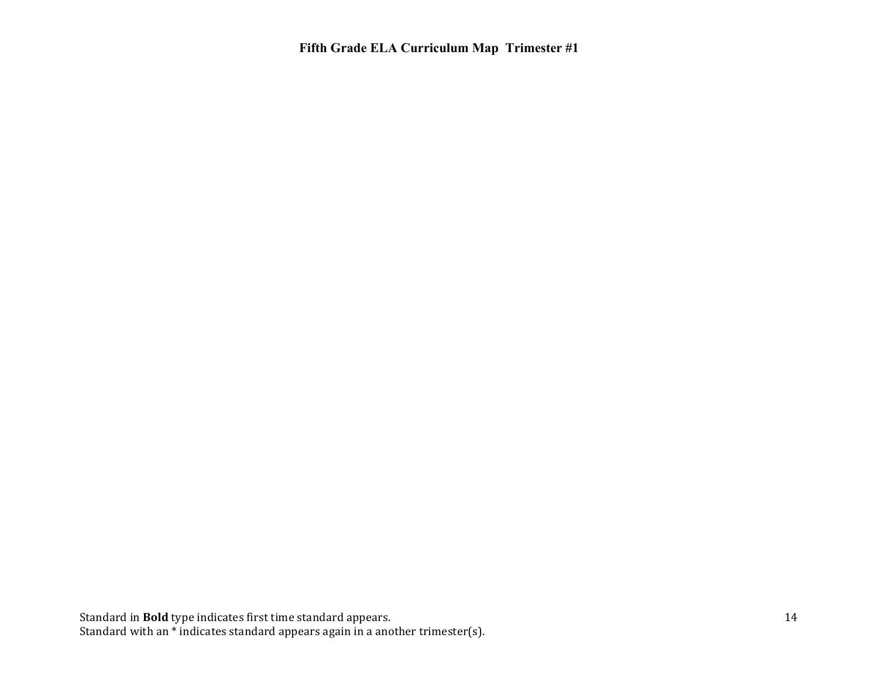# Fifth Grade ELA Curriculum Map Trimester #1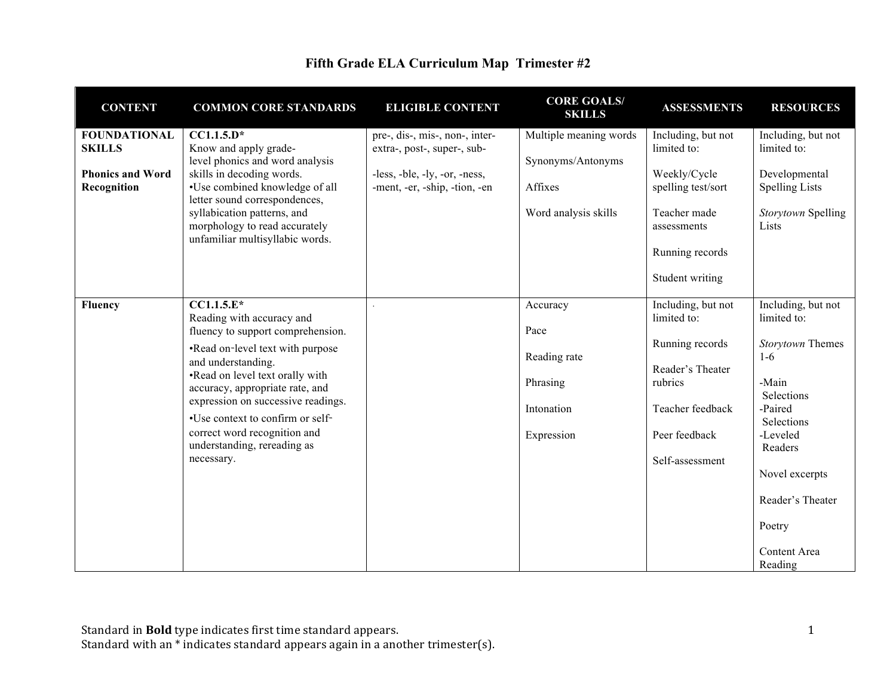# Fifth Grade ELA Curriculum Map  Trimester #2

| CONTENT | COMMON CORE STANDARDS | ELIGIBLE CONTENT | CORE GOALS/ SKILLS | ASSESSMENTS | RESOURCES |
|---|---|---|---|---|---|
| **FOUNDATIONAL SKILLS**<br><br>**Phonics and Word Recognition** | **CC1.1.5.D***<br>Know and apply grade-level phonics and word analysis skills in decoding words.<br>•Use combined knowledge of all letter sound correspondences, syllabication patterns, and morphology to read accurately unfamiliar multisyllabic words. | pre-, dis-, mis-, non-, inter-extra-, post-, super-, sub-<br><br>-less, -ble, -ly, -or, -ness, -ment, -er, -ship, -tion, -en | Multiple meaning words<br><br>Synonyms/Antonyms<br><br>Affixes<br><br>Word analysis skills | Including, but not limited to:<br><br>Weekly/Cycle spelling test/sort<br><br>Teacher made assessments<br><br>Running records<br><br>Student writing | Including, but not limited to:<br><br>Developmental Spelling Lists<br><br>*Storytown* Spelling Lists |
| **Fluency** | **CC1.1.5.E***<br>Reading with accuracy and fluency to support comprehension.<br>•Read on-level text with purpose and understanding.<br>•Read on level text orally with accuracy, appropriate rate, and expression on successive readings.<br>•Use context to confirm or self-correct word recognition and understanding, rereading as necessary. | . | Accuracy<br><br>Pace<br><br>Reading rate<br><br>Phrasing<br><br>Intonation<br><br>Expression | Including, but not limited to:<br><br>Running records<br><br>Reader's Theater rubrics<br><br>Teacher feedback<br><br>Peer feedback<br><br>Self-assessment | Including, but not limited to:<br><br>*Storytown* Themes 1-6<br><br>-Main Selections<br>-Paired Selections<br>-Leveled Readers<br><br>Novel excerpts<br><br>Reader's Theater<br><br>Poetry<br><br>Content Area Reading |

Standard in **Bold** type indicates first time standard appears.
Standard with an * indicates standard appears again in a another trimester(s).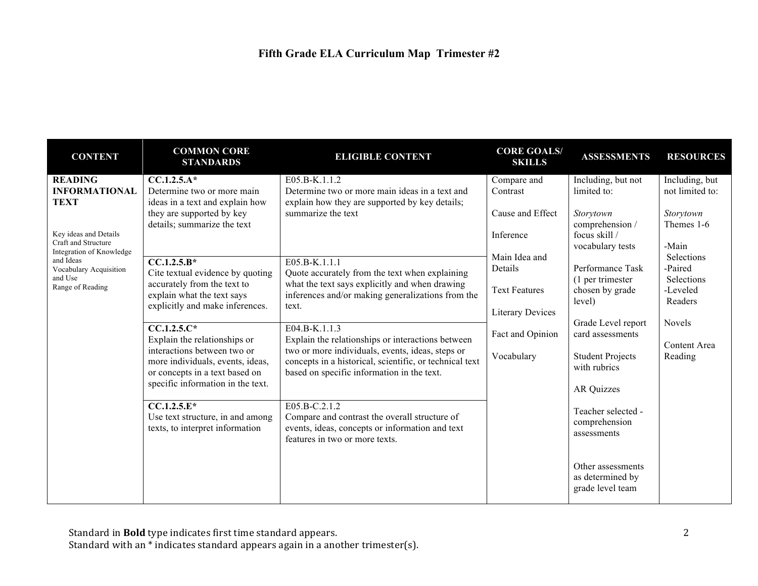# Fifth Grade ELA Curriculum Map Trimester #2

| CONTENT | COMMON CORE STANDARDS | ELIGIBLE CONTENT | CORE GOALS/ SKILLS | ASSESSMENTS | RESOURCES |
|---|---|---|---|---|---|
| **READING INFORMATIONAL TEXT**<br><br>Key ideas and Details<br>Craft and Structure<br>Integration of Knowledge and Ideas<br>Vocabulary Acquisition and Use<br>Range of Reading | **CC.1.2.5.A***<br>Determine two or more main ideas in a text and explain how they are supported by key details; summarize the text | E05.B-K.1.1.2<br>Determine two or more main ideas in a text and explain how they are supported by key details; summarize the text | Compare and Contrast<br><br>Cause and Effect<br><br>Inference<br><br>Main Idea and Details<br><br>Text Features<br><br>Literary Devices<br><br>Fact and Opinion<br><br>Vocabulary | Including, but not limited to:<br><br>*Storytown* comprehension / focus skill / vocabulary tests<br><br>Performance Task (1 per trimester chosen by grade level)<br><br>Grade Level report card assessments<br><br>Student Projects with rubrics<br><br>AR Quizzes<br><br>Teacher selected - comprehension assessments<br><br>Other assessments as determined by grade level team | Including, but not limited to:<br><br>*Storytown* Themes 1-6<br><br>-Main Selections<br>-Paired Selections<br>-Leveled Readers<br><br>Novels<br><br>Content Area Reading |
| | **CC.1.2.5.B***<br>Cite textual evidence by quoting accurately from the text to explain what the text says explicitly and make inferences. | E05.B-K.1.1.1<br>Quote accurately from the text when explaining what the text says explicitly and when drawing inferences and/or making generalizations from the text. | | | |
| | **CC.1.2.5.C***<br>Explain the relationships or interactions between two or more individuals, events, ideas, or concepts in a text based on specific information in the text. | E04.B-K.1.1.3<br>Explain the relationships or interactions between two or more individuals, events, ideas, steps or concepts in a historical, scientific, or technical text based on specific information in the text. | | | |
| | **CC.1.2.5.E***<br>Use text structure, in and among texts, to interpret information | E05.B-C.2.1.2<br>Compare and contrast the overall structure of events, ideas, concepts or information and text features in two or more texts. | | | |

Standard in **Bold** type indicates first time standard appears.
Standard with an * indicates standard appears again in a another trimester(s).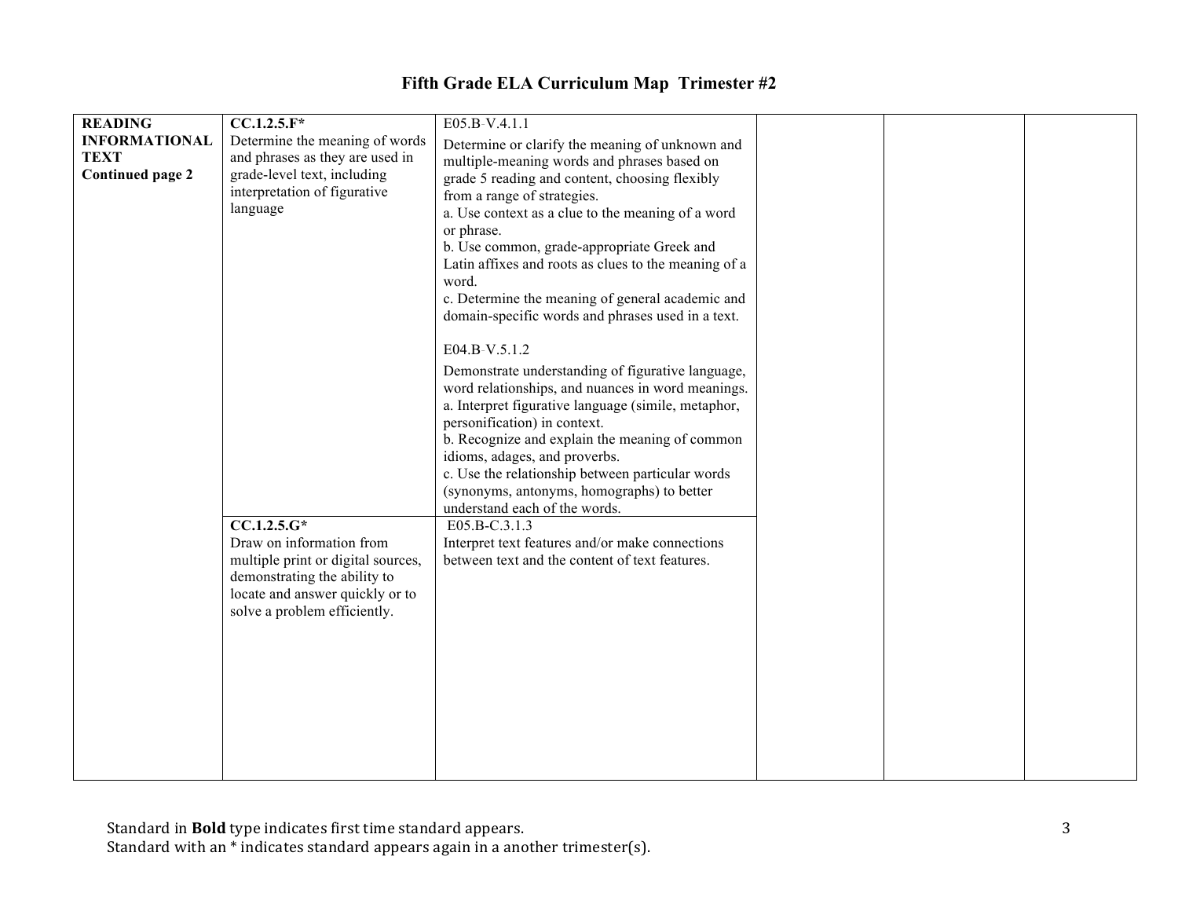# Fifth Grade ELA Curriculum Map Trimester #2

| | | | | | |
|---|---|---|---|---|---|
| **READING INFORMATIONAL TEXT Continued page 2** | **CC.1.2.5.F*** Determine the meaning of words and phrases as they are used in grade-level text, including interpretation of figurative language | E05.B-V.4.1.1 Determine or clarify the meaning of unknown and multiple-meaning words and phrases based on grade 5 reading and content, choosing flexibly from a range of strategies. a. Use context as a clue to the meaning of a word or phrase. b. Use common, grade-appropriate Greek and Latin affixes and roots as clues to the meaning of a word. c. Determine the meaning of general academic and domain-specific words and phrases used in a text. E04.B-V.5.1.2 Demonstrate understanding of figurative language, word relationships, and nuances in word meanings. a. Interpret figurative language (simile, metaphor, personification) in context. b. Recognize and explain the meaning of common idioms, adages, and proverbs. c. Use the relationship between particular words (synonyms, antonyms, homographs) to better understand each of the words. | | | |
| | **CC.1.2.5.G*** Draw on information from multiple print or digital sources, demonstrating the ability to locate and answer quickly or to solve a problem efficiently. | E05.B-C.3.1.3 Interpret text features and/or make connections between text and the content of text features. | | | |

Standard in **Bold** type indicates first time standard appears.
Standard with an * indicates standard appears again in a another trimester(s).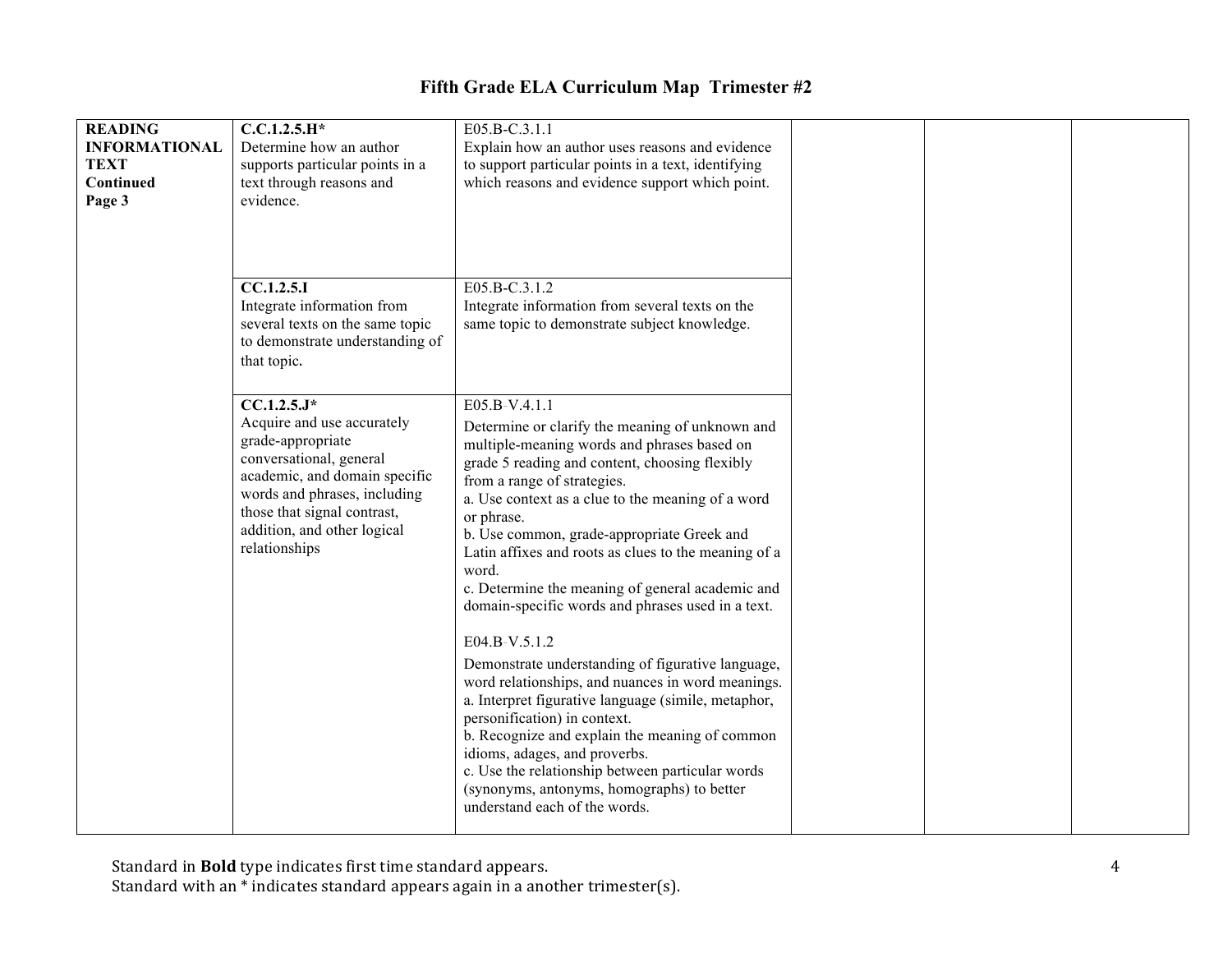# Fifth Grade ELA Curriculum Map Trimester #2

| | | | | | |
|---|---|---|---|---|---|
| **READING INFORMATIONAL TEXT Continued Page 3** | **C.C.1.2.5.H*** Determine how an author supports particular points in a text through reasons and evidence. | E05.B-C.3.1.1 Explain how an author uses reasons and evidence to support particular points in a text, identifying which reasons and evidence support which point. | | | |
| | **CC.1.2.5.I** Integrate information from several texts on the same topic to demonstrate understanding of that topic. | E05.B-C.3.1.2 Integrate information from several texts on the same topic to demonstrate subject knowledge. | | | |
| | **CC.1.2.5.J*** Acquire and use accurately grade-appropriate conversational, general academic, and domain specific words and phrases, including those that signal contrast, addition, and other logical relationships | E05.B-V.4.1.1 Determine or clarify the meaning of unknown and multiple-meaning words and phrases based on grade 5 reading and content, choosing flexibly from a range of strategies.<br>a. Use context as a clue to the meaning of a word or phrase.<br>b. Use common, grade-appropriate Greek and Latin affixes and roots as clues to the meaning of a word.<br>c. Determine the meaning of general academic and domain-specific words and phrases used in a text.<br><br>E04.B-V.5.1.2 Demonstrate understanding of figurative language, word relationships, and nuances in word meanings.<br>a. Interpret figurative language (simile, metaphor, personification) in context.<br>b. Recognize and explain the meaning of common idioms, adages, and proverbs.<br>c. Use the relationship between particular words (synonyms, antonyms, homographs) to better understand each of the words. | | | |

Standard in **Bold** type indicates first time standard appears.
Standard with an * indicates standard appears again in a another trimester(s).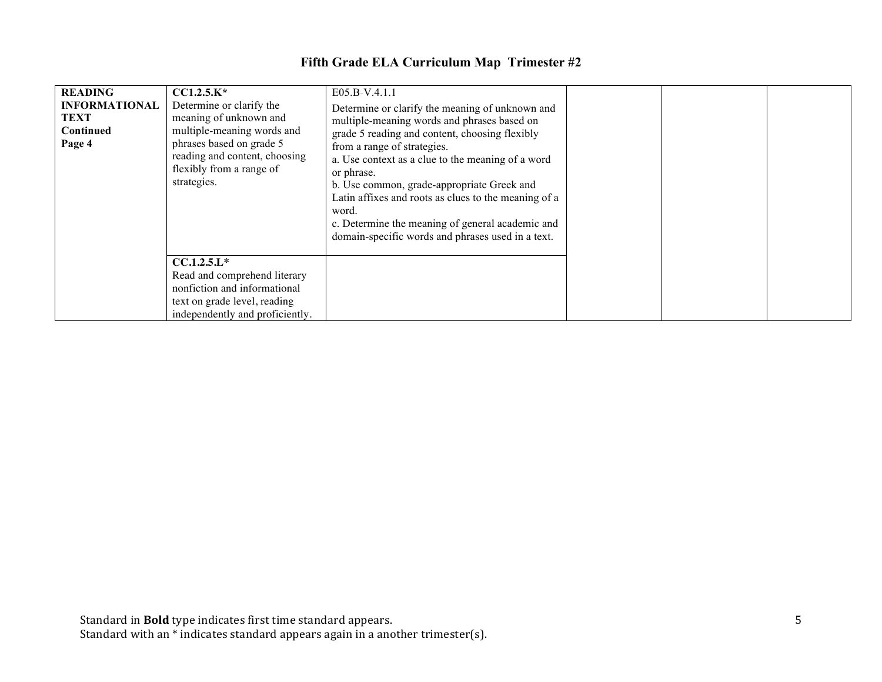# Fifth Grade ELA Curriculum Map Trimester #2

| | | | | | |
|---|---|---|---|---|---|
| **READING INFORMATIONAL TEXT Continued Page 4** | **CC1.2.5.K*** Determine or clarify the meaning of unknown and multiple-meaning words and phrases based on grade 5 reading and content, choosing flexibly from a range of strategies. | E05.B-V.4.1.1 Determine or clarify the meaning of unknown and multiple-meaning words and phrases based on grade 5 reading and content, choosing flexibly from a range of strategies. a. Use context as a clue to the meaning of a word or phrase. b. Use common, grade-appropriate Greek and Latin affixes and roots as clues to the meaning of a word. c. Determine the meaning of general academic and domain-specific words and phrases used in a text. | | | |
| | **CC.1.2.5.L*** Read and comprehend literary nonfiction and informational text on grade level, reading independently and proficiently. | | | | |

Standard in **Bold** type indicates first time standard appears.
Standard with an * indicates standard appears again in a another trimester(s).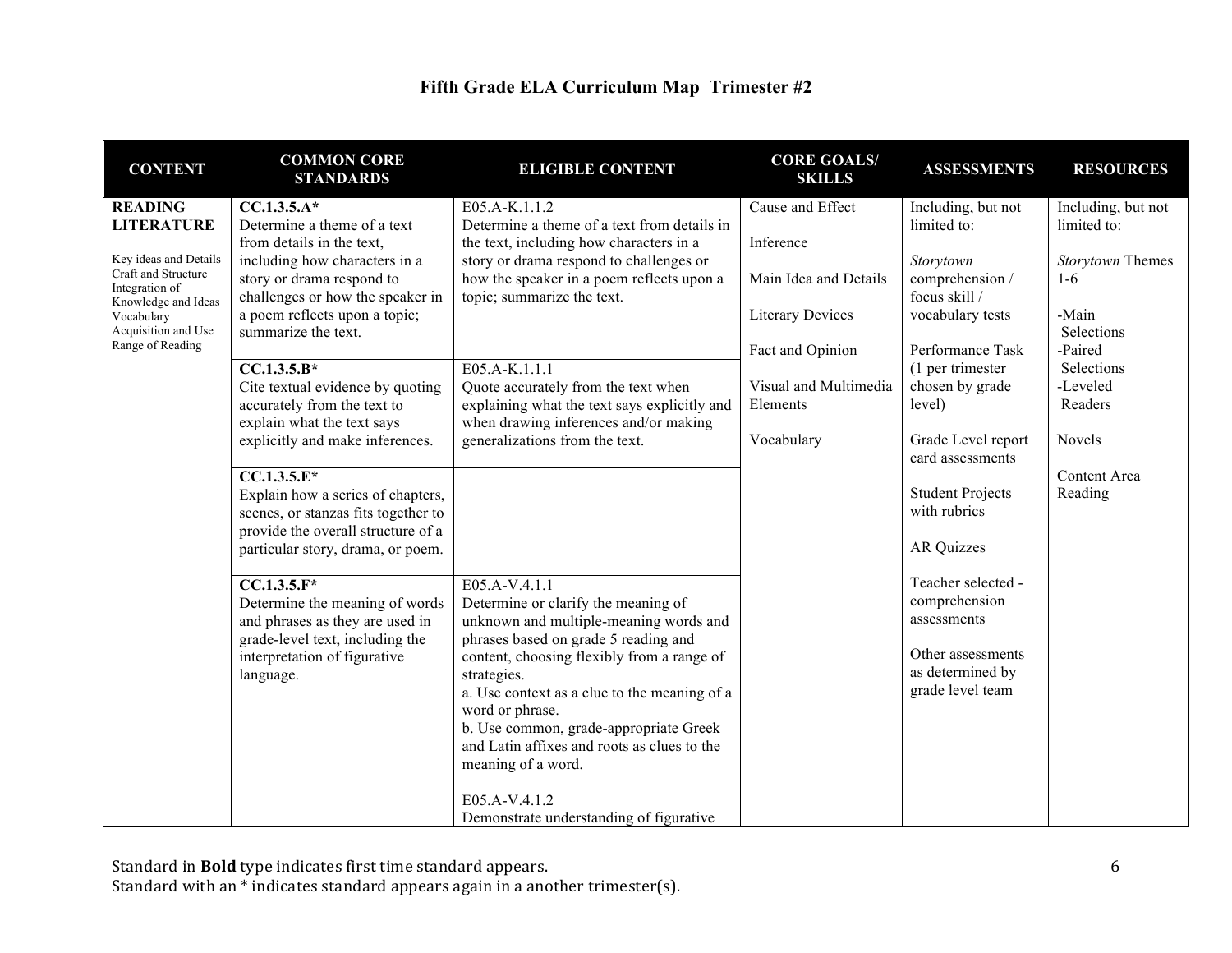# Fifth Grade ELA Curriculum Map Trimester #2

| CONTENT | COMMON CORE STANDARDS | ELIGIBLE CONTENT | CORE GOALS/ SKILLS | ASSESSMENTS | RESOURCES |
|---|---|---|---|---|---|
| **READING LITERATURE**<br><br>Key ideas and Details<br>Craft and Structure<br>Integration of Knowledge and Ideas<br>Vocabulary Acquisition and Use<br>Range of Reading | **CC.1.3.5.A*** Determine a theme of a text from details in the text, including how characters in a story or drama respond to challenges or how the speaker in a poem reflects upon a topic; summarize the text. | E05.A-K.1.1.2 Determine a theme of a text from details in the text, including how characters in a story or drama respond to challenges or how the speaker in a poem reflects upon a topic; summarize the text. | Cause and Effect<br><br>Inference<br><br>Main Idea and Details<br><br>Literary Devices<br><br>Fact and Opinion<br><br>Visual and Multimedia Elements<br><br>Vocabulary | Including, but not limited to:<br><br>*Storytown* comprehension / focus skill / vocabulary tests<br><br>Performance Task (1 per trimester chosen by grade level)<br><br>Grade Level report card assessments<br><br>Student Projects with rubrics<br><br>AR Quizzes<br><br>Teacher selected - comprehension assessments<br><br>Other assessments as determined by grade level team | Including, but not limited to:<br><br>*Storytown* Themes 1-6<br><br>-Main Selections<br>-Paired Selections<br>-Leveled Readers<br><br>Novels<br><br>Content Area Reading |
| | **CC.1.3.5.B*** Cite textual evidence by quoting accurately from the text to explain what the text says explicitly and make inferences. | E05.A-K.1.1.1 Quote accurately from the text when explaining what the text says explicitly and when drawing inferences and/or making generalizations from the text. | | | |
| | **CC.1.3.5.E*** Explain how a series of chapters, scenes, or stanzas fits together to provide the overall structure of a particular story, drama, or poem. | | | | |
| | **CC.1.3.5.F*** Determine the meaning of words and phrases as they are used in grade-level text, including the interpretation of figurative language. | E05.A-V.4.1.1 Determine or clarify the meaning of unknown and multiple-meaning words and phrases based on grade 5 reading and content, choosing flexibly from a range of strategies.<br>a. Use context as a clue to the meaning of a word or phrase.<br>b. Use common, grade-appropriate Greek and Latin affixes and roots as clues to the meaning of a word.<br><br>E05.A-V.4.1.2 Demonstrate understanding of figurative | | | |

Standard in **Bold** type indicates first time standard appears.
Standard with an * indicates standard appears again in a another trimester(s).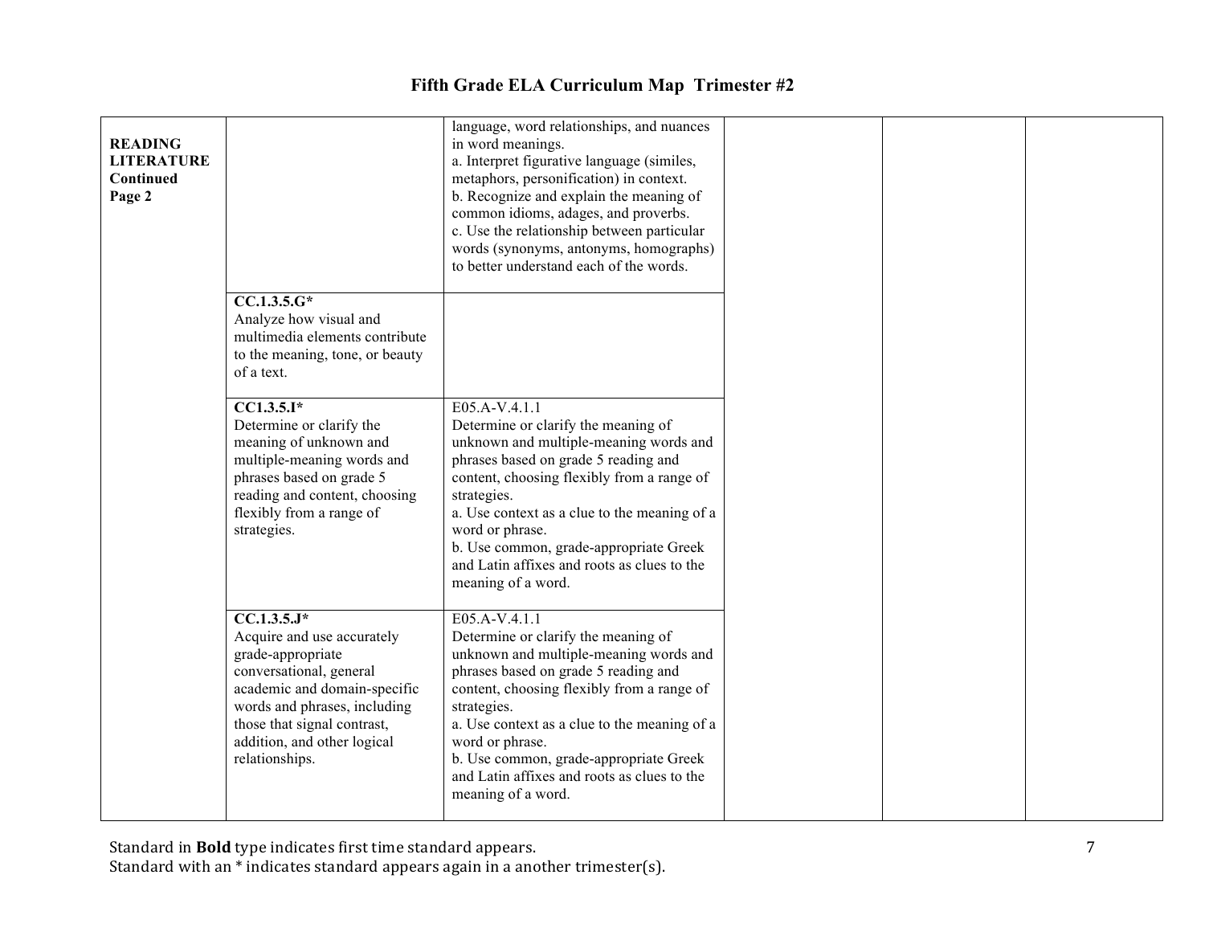# Fifth Grade ELA Curriculum Map Trimester #2

| | | | | | |
|---|---|---|---|---|---|
| **READING LITERATURE Continued Page 2** | | language, word relationships, and nuances in word meanings.<br>a. Interpret figurative language (similes, metaphors, personification) in context.<br>b. Recognize and explain the meaning of common idioms, adages, and proverbs.<br>c. Use the relationship between particular words (synonyms, antonyms, homographs) to better understand each of the words. | | | |
| | **CC.1.3.5.G***<br>Analyze how visual and multimedia elements contribute to the meaning, tone, or beauty of a text. | | | | |
| | **CC1.3.5.I***<br>Determine or clarify the meaning of unknown and multiple-meaning words and phrases based on grade 5 reading and content, choosing flexibly from a range of strategies. | E05.A-V.4.1.1<br>Determine or clarify the meaning of unknown and multiple-meaning words and phrases based on grade 5 reading and content, choosing flexibly from a range of strategies.<br>a. Use context as a clue to the meaning of a word or phrase.<br>b. Use common, grade-appropriate Greek and Latin affixes and roots as clues to the meaning of a word. | | | |
| | **CC.1.3.5.J***<br>Acquire and use accurately grade-appropriate conversational, general academic and domain-specific words and phrases, including those that signal contrast, addition, and other logical relationships. | E05.A-V.4.1.1<br>Determine or clarify the meaning of unknown and multiple-meaning words and phrases based on grade 5 reading and content, choosing flexibly from a range of strategies.<br>a. Use context as a clue to the meaning of a word or phrase.<br>b. Use common, grade-appropriate Greek and Latin affixes and roots as clues to the meaning of a word. | | | |

Standard in **Bold** type indicates first time standard appears.
Standard with an * indicates standard appears again in a another trimester(s).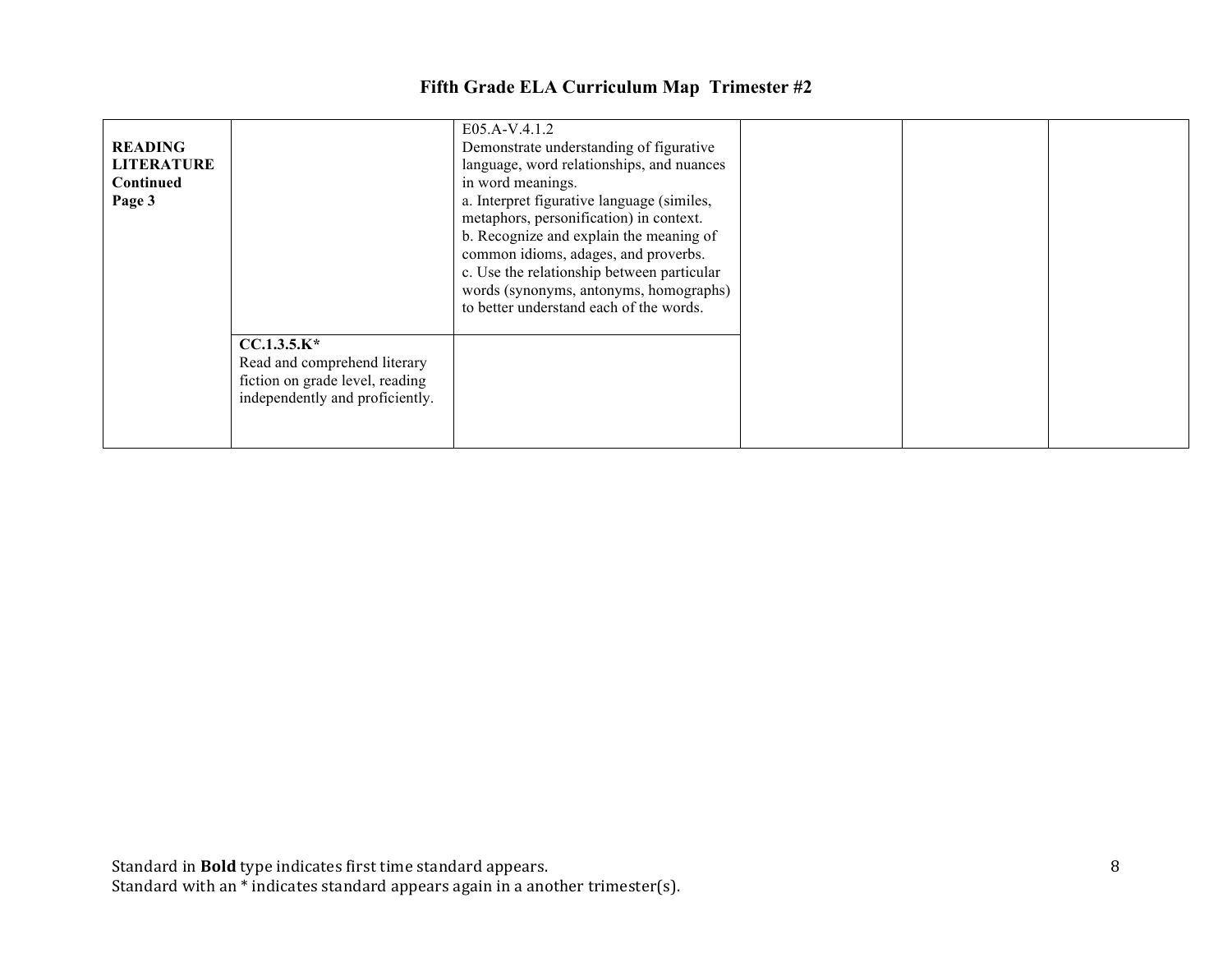# Fifth Grade ELA Curriculum Map Trimester #2

| | | | | | |
|---|---|---|---|---|---|
| **READING LITERATURE Continued Page 3** | | E05.A-V.4.1.2<br>Demonstrate understanding of figurative language, word relationships, and nuances in word meanings.<br>a. Interpret figurative language (similes, metaphors, personification) in context.<br>b. Recognize and explain the meaning of common idioms, adages, and proverbs.<br>c. Use the relationship between particular words (synonyms, antonyms, homographs) to better understand each of the words. | | | |
| | **CC.1.3.5.K***<br>Read and comprehend literary fiction on grade level, reading independently and proficiently. | | | | |

Standard in **Bold** type indicates first time standard appears.
Standard with an * indicates standard appears again in a another trimester(s).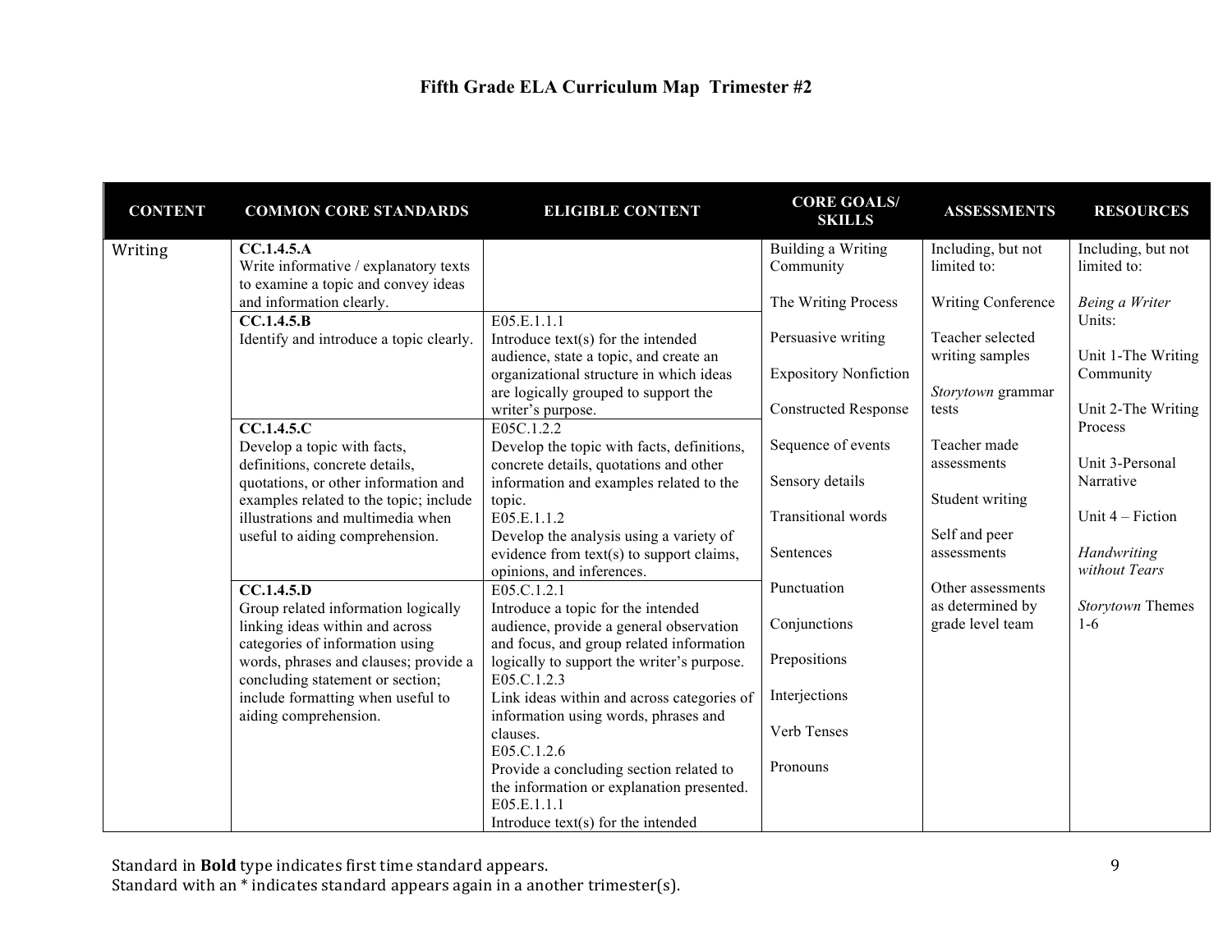# Fifth Grade ELA Curriculum Map Trimester #2

| CONTENT | COMMON CORE STANDARDS | ELIGIBLE CONTENT | CORE GOALS/ SKILLS | ASSESSMENTS | RESOURCES |
|---|---|---|---|---|---|
| Writing | **CC.1.4.5.A** Write informative / explanatory texts to examine a topic and convey ideas and information clearly. | | Building a Writing Community<br><br>The Writing Process<br><br>Persuasive writing<br><br>Expository Nonfiction<br><br>Constructed Response<br><br>Sequence of events<br><br>Sensory details<br><br>Transitional words<br><br>Sentences<br><br>Punctuation<br><br>Conjunctions<br><br>Prepositions<br><br>Interjections<br><br>Verb Tenses<br><br>Pronouns | Including, but not limited to:<br><br>Writing Conference<br><br>Teacher selected writing samples<br><br>*Storytown* grammar tests<br><br>Teacher made assessments<br><br>Student writing<br><br>Self and peer assessments<br><br>Other assessments as determined by grade level team | Including, but not limited to:<br><br>*Being a Writer* Units:<br><br>Unit 1-The Writing Community<br><br>Unit 2-The Writing Process<br><br>Unit 3-Personal Narrative<br><br>Unit 4 – Fiction<br><br>*Handwriting without Tears*<br><br>*Storytown* Themes 1-6 |
| | **CC.1.4.5.B** Identify and introduce a topic clearly. | E05.E.1.1.1 Introduce text(s) for the intended audience, state a topic, and create an organizational structure in which ideas are logically grouped to support the writer's purpose. | | | |
| | **CC.1.4.5.C** Develop a topic with facts, definitions, concrete details, quotations, or other information and examples related to the topic; include illustrations and multimedia when useful to aiding comprehension. | E05C.1.2.2 Develop the topic with facts, definitions, concrete details, quotations and other information and examples related to the topic.<br>E05.E.1.1.2 Develop the analysis using a variety of evidence from text(s) to support claims, opinions, and inferences. | | | |
| | **CC.1.4.5.D** Group related information logically linking ideas within and across categories of information using words, phrases and clauses; provide a concluding statement or section; include formatting when useful to aiding comprehension. | E05.C.1.2.1 Introduce a topic for the intended audience, provide a general observation and focus, and group related information logically to support the writer's purpose.<br>E05.C.1.2.3 Link ideas within and across categories of information using words, phrases and clauses.<br>E05.C.1.2.6 Provide a concluding section related to the information or explanation presented.<br>E05.E.1.1.1 Introduce text(s) for the intended | | | |

Standard in **Bold** type indicates first time standard appears.
Standard with an * indicates standard appears again in a another trimester(s).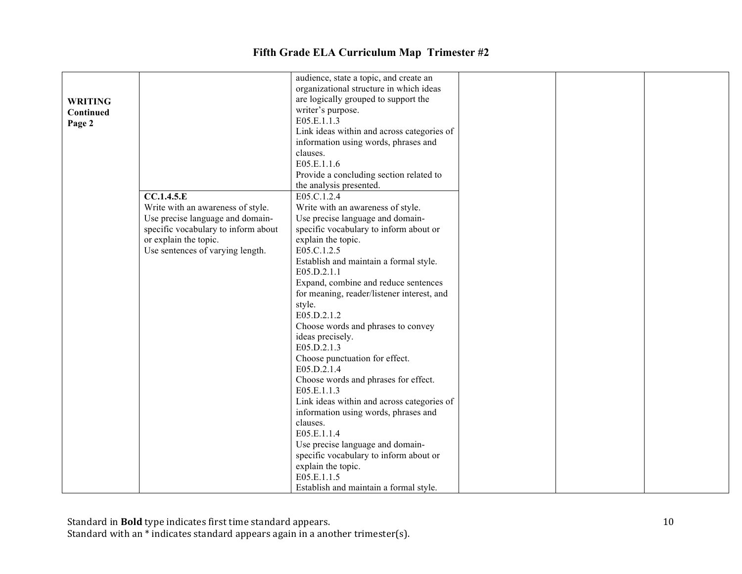# Fifth Grade ELA Curriculum Map Trimester #2

| | | | | | |
|---|---|---|---|---|---|
| **WRITING Continued Page 2** | | audience, state a topic, and create an organizational structure in which ideas are logically grouped to support the writer's purpose.<br>E05.E.1.1.3<br>Link ideas within and across categories of information using words, phrases and clauses.<br>E05.E.1.1.6<br>Provide a concluding section related to the analysis presented. | | | |
| | **CC.1.4.5.E**<br>Write with an awareness of style.<br>Use precise language and domain-specific vocabulary to inform about or explain the topic.<br>Use sentences of varying length. | E05.C.1.2.4<br>Write with an awareness of style.<br>Use precise language and domain-specific vocabulary to inform about or explain the topic.<br>E05.C.1.2.5<br>Establish and maintain a formal style.<br>E05.D.2.1.1<br>Expand, combine and reduce sentences for meaning, reader/listener interest, and style.<br>E05.D.2.1.2<br>Choose words and phrases to convey ideas precisely.<br>E05.D.2.1.3<br>Choose punctuation for effect.<br>E05.D.2.1.4<br>Choose words and phrases for effect.<br>E05.E.1.1.3<br>Link ideas within and across categories of information using words, phrases and clauses.<br>E05.E.1.1.4<br>Use precise language and domain-specific vocabulary to inform about or explain the topic.<br>E05.E.1.1.5<br>Establish and maintain a formal style. | | | |

Standard in **Bold** type indicates first time standard appears.
Standard with an * indicates standard appears again in a another trimester(s).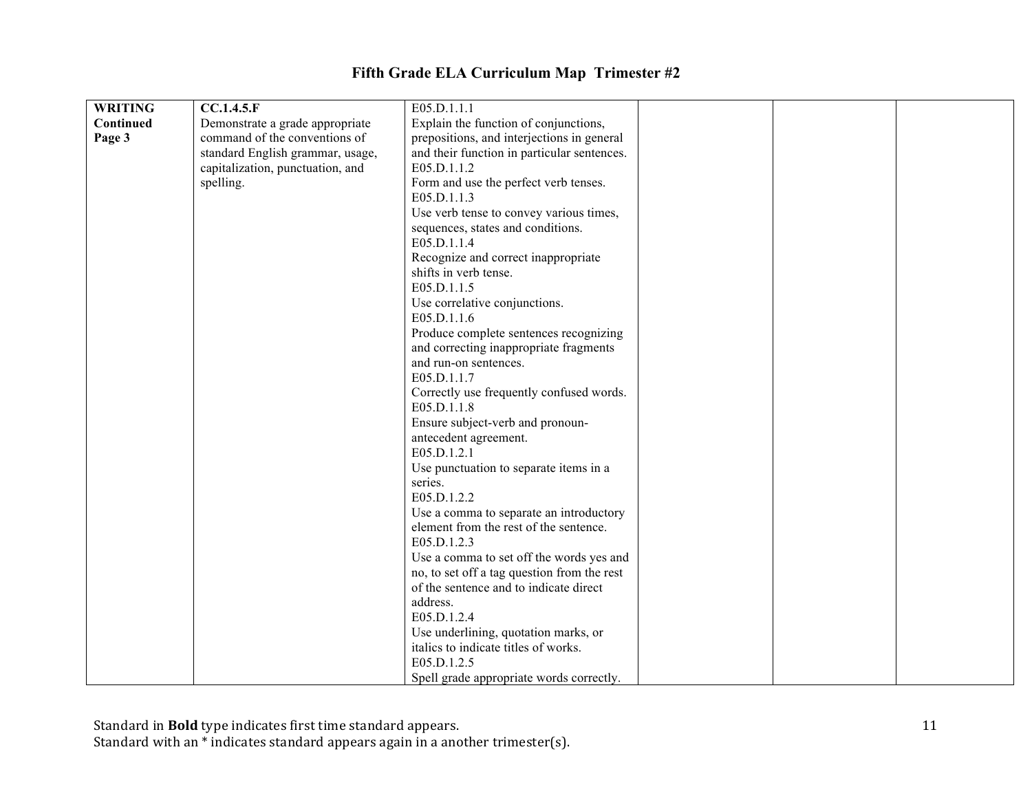# Fifth Grade ELA Curriculum Map Trimester #2

| | | | | | |
|---|---|---|---|---|---|
| **WRITING Continued Page 3** | **CC.1.4.5.F** Demonstrate a grade appropriate command of the conventions of standard English grammar, usage, capitalization, punctuation, and spelling. | E05.D.1.1.1 Explain the function of conjunctions, prepositions, and interjections in general and their function in particular sentences. E05.D.1.1.2 Form and use the perfect verb tenses. E05.D.1.1.3 Use verb tense to convey various times, sequences, states and conditions. E05.D.1.1.4 Recognize and correct inappropriate shifts in verb tense. E05.D.1.1.5 Use correlative conjunctions. E05.D.1.1.6 Produce complete sentences recognizing and correcting inappropriate fragments and run-on sentences. E05.D.1.1.7 Correctly use frequently confused words. E05.D.1.1.8 Ensure subject-verb and pronoun-antecedent agreement. E05.D.1.2.1 Use punctuation to separate items in a series. E05.D.1.2.2 Use a comma to separate an introductory element from the rest of the sentence. E05.D.1.2.3 Use a comma to set off the words yes and no, to set off a tag question from the rest of the sentence and to indicate direct address. E05.D.1.2.4 Use underlining, quotation marks, or italics to indicate titles of works. E05.D.1.2.5 Spell grade appropriate words correctly. | | | |

Standard in **Bold** type indicates first time standard appears.
Standard with an * indicates standard appears again in a another trimester(s).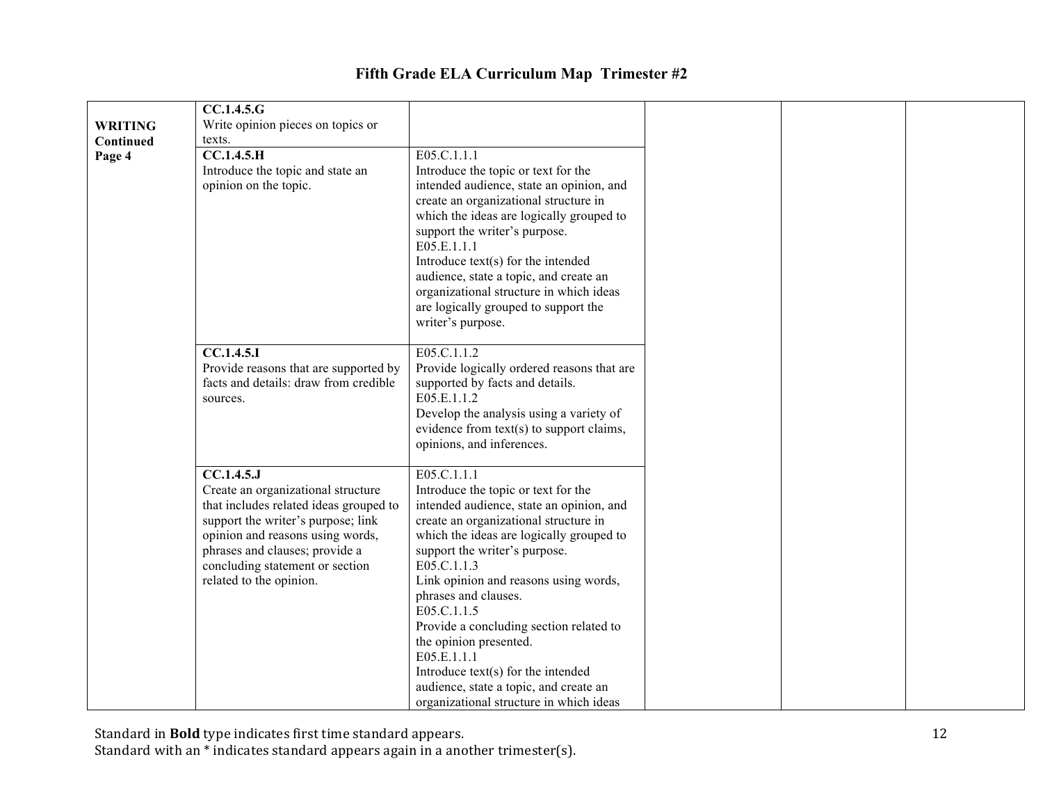# Fifth Grade ELA Curriculum Map Trimester #2

| | | | | | |
|---|---|---|---|---|---|
| **WRITING Continued Page 4** | **CC.1.4.5.G** Write opinion pieces on topics or texts. | | | | |
| | **CC.1.4.5.H** Introduce the topic and state an opinion on the topic. | E05.C.1.1.1 Introduce the topic or text for the intended audience, state an opinion, and create an organizational structure in which the ideas are logically grouped to support the writer's purpose. E05.E.1.1.1 Introduce text(s) for the intended audience, state a topic, and create an organizational structure in which ideas are logically grouped to support the writer's purpose. | | | |
| | **CC.1.4.5.I** Provide reasons that are supported by facts and details: draw from credible sources. | E05.C.1.1.2 Provide logically ordered reasons that are supported by facts and details. E05.E.1.1.2 Develop the analysis using a variety of evidence from text(s) to support claims, opinions, and inferences. | | | |
| | **CC.1.4.5.J** Create an organizational structure that includes related ideas grouped to support the writer's purpose; link opinion and reasons using words, phrases and clauses; provide a concluding statement or section related to the opinion. | E05.C.1.1.1 Introduce the topic or text for the intended audience, state an opinion, and create an organizational structure in which the ideas are logically grouped to support the writer's purpose. E05.C.1.1.3 Link opinion and reasons using words, phrases and clauses. E05.C.1.1.5 Provide a concluding section related to the opinion presented. E05.E.1.1.1 Introduce text(s) for the intended audience, state a topic, and create an organizational structure in which ideas | | | |

Standard in **Bold** type indicates first time standard appears.
Standard with an * indicates standard appears again in a another trimester(s).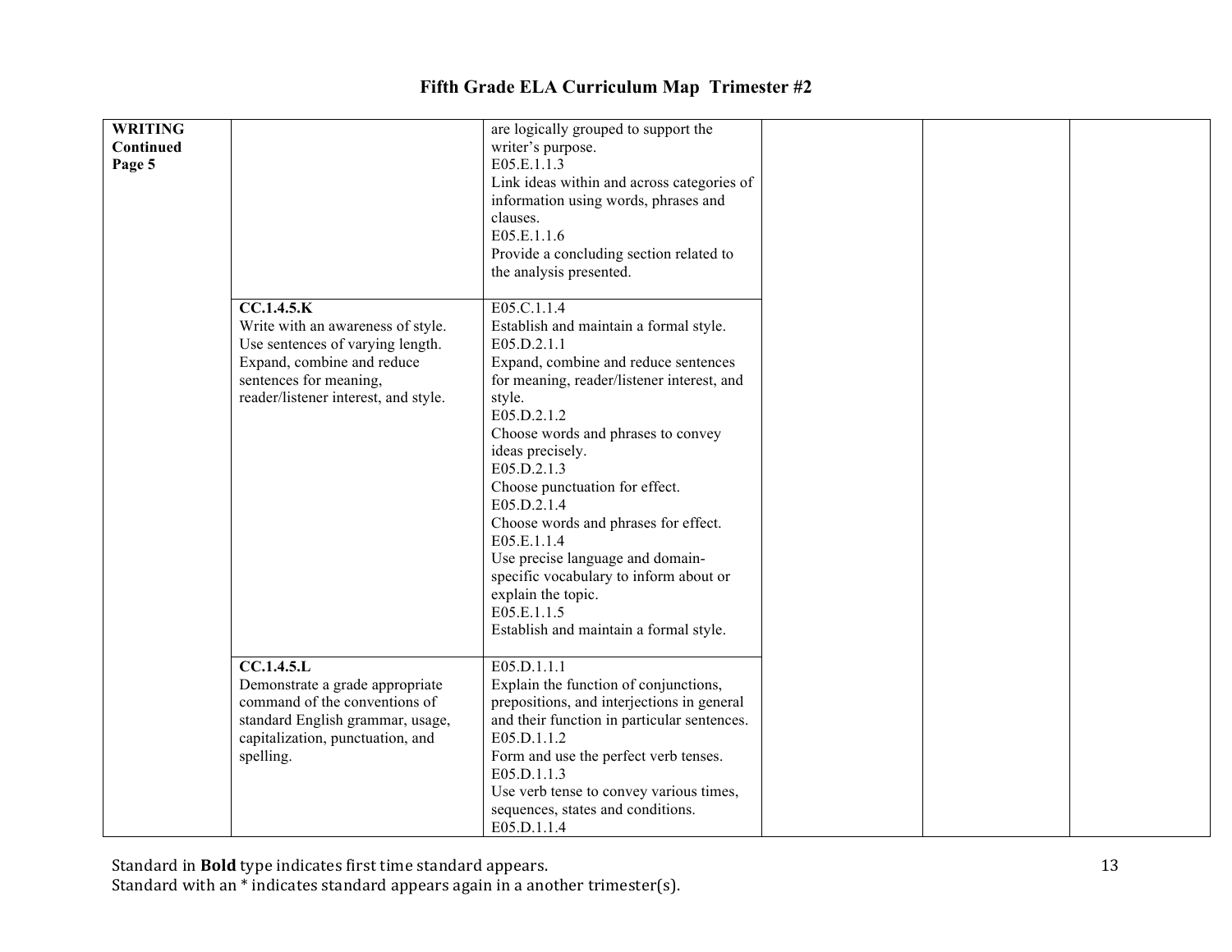# Fifth Grade ELA Curriculum Map Trimester #2

| | | | | | |
|---|---|---|---|---|---|
| **WRITING Continued Page 5** | | are logically grouped to support the writer's purpose.<br>E05.E.1.1.3<br>Link ideas within and across categories of information using words, phrases and clauses.<br>E05.E.1.1.6<br>Provide a concluding section related to the analysis presented. | | | |
| | **CC.1.4.5.K**<br>Write with an awareness of style. Use sentences of varying length. Expand, combine and reduce sentences for meaning, reader/listener interest, and style. | E05.C.1.1.4<br>Establish and maintain a formal style.<br>E05.D.2.1.1<br>Expand, combine and reduce sentences for meaning, reader/listener interest, and style.<br>E05.D.2.1.2<br>Choose words and phrases to convey ideas precisely.<br>E05.D.2.1.3<br>Choose punctuation for effect.<br>E05.D.2.1.4<br>Choose words and phrases for effect.<br>E05.E.1.1.4<br>Use precise language and domain-specific vocabulary to inform about or explain the topic.<br>E05.E.1.1.5<br>Establish and maintain a formal style. | | | |
| | **CC.1.4.5.L**<br>Demonstrate a grade appropriate command of the conventions of standard English grammar, usage, capitalization, punctuation, and spelling. | E05.D.1.1.1<br>Explain the function of conjunctions, prepositions, and interjections in general and their function in particular sentences.<br>E05.D.1.1.2<br>Form and use the perfect verb tenses.<br>E05.D.1.1.3<br>Use verb tense to convey various times, sequences, states and conditions.<br>E05.D.1.1.4 | | | |

Standard in **Bold** type indicates first time standard appears.
Standard with an * indicates standard appears again in a another trimester(s).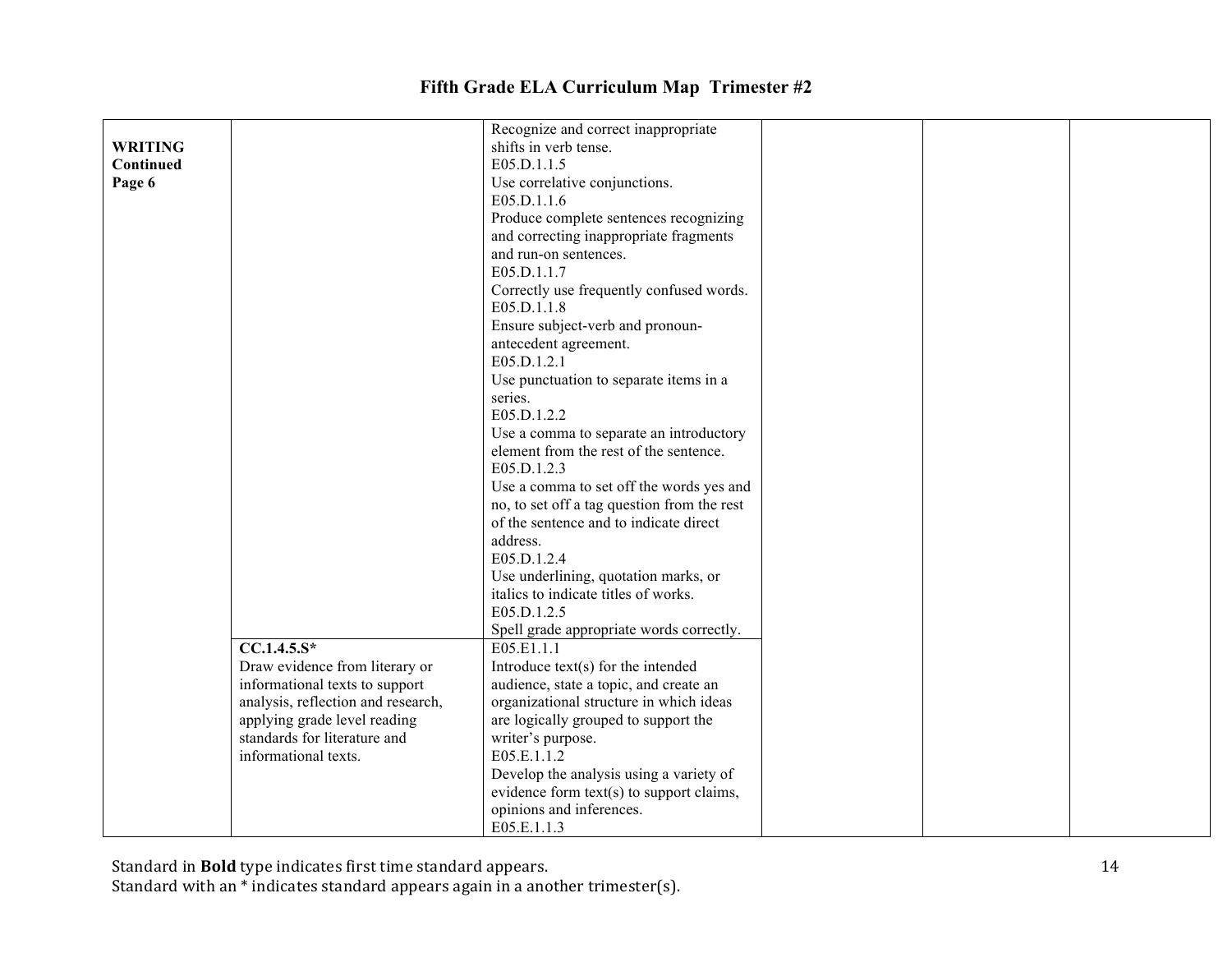# Fifth Grade ELA Curriculum Map Trimester #2

| | | | | | |
|---|---|---|---|---|---|
| **WRITING Continued Page 6** | | Recognize and correct inappropriate shifts in verb tense.<br>E05.D.1.1.5<br>Use correlative conjunctions.<br>E05.D.1.1.6<br>Produce complete sentences recognizing and correcting inappropriate fragments and run-on sentences.<br>E05.D.1.1.7<br>Correctly use frequently confused words.<br>E05.D.1.1.8<br>Ensure subject-verb and pronoun-antecedent agreement.<br>E05.D.1.2.1<br>Use punctuation to separate items in a series.<br>E05.D.1.2.2<br>Use a comma to separate an introductory element from the rest of the sentence.<br>E05.D.1.2.3<br>Use a comma to set off the words yes and no, to set off a tag question from the rest of the sentence and to indicate direct address.<br>E05.D.1.2.4<br>Use underlining, quotation marks, or italics to indicate titles of works.<br>E05.D.1.2.5<br>Spell grade appropriate words correctly. | | | |
| | **CC.1.4.5.S***<br>Draw evidence from literary or informational texts to support analysis, reflection and research, applying grade level reading standards for literature and informational texts. | E05.E1.1.1<br>Introduce text(s) for the intended audience, state a topic, and create an organizational structure in which ideas are logically grouped to support the writer's purpose.<br>E05.E.1.1.2<br>Develop the analysis using a variety of evidence form text(s) to support claims, opinions and inferences.<br>E05.E.1.1.3 | | | |

Standard in **Bold** type indicates first time standard appears.
Standard with an * indicates standard appears again in a another trimester(s).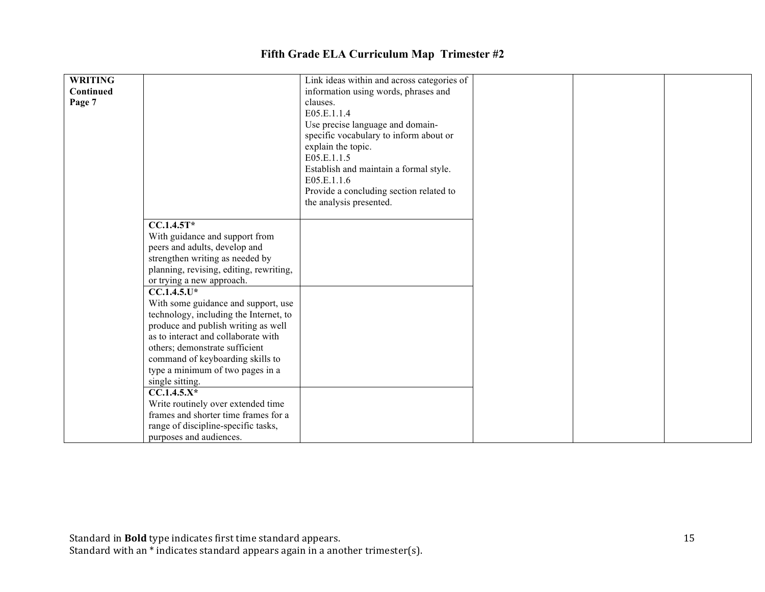# Fifth Grade ELA Curriculum Map Trimester #2

| | | | | | |
|---|---|---|---|---|---|
| **WRITING Continued Page 7** | | Link ideas within and across categories of information using words, phrases and clauses.<br>E05.E.1.1.4<br>Use precise language and domain-specific vocabulary to inform about or explain the topic.<br>E05.E.1.1.5<br>Establish and maintain a formal style.<br>E05.E.1.1.6<br>Provide a concluding section related to the analysis presented. | | | |
| | **CC.1.4.5T***<br>With guidance and support from peers and adults, develop and strengthen writing as needed by planning, revising, editing, rewriting, or trying a new approach. | | | | |
| | **CC.1.4.5.U***<br>With some guidance and support, use technology, including the Internet, to produce and publish writing as well as to interact and collaborate with others; demonstrate sufficient command of keyboarding skills to type a minimum of two pages in a single sitting. | | | | |
| | **CC.1.4.5.X***<br>Write routinely over extended time frames and shorter time frames for a range of discipline-specific tasks, purposes and audiences. | | | | |

Standard in **Bold** type indicates first time standard appears.
Standard with an * indicates standard appears again in a another trimester(s).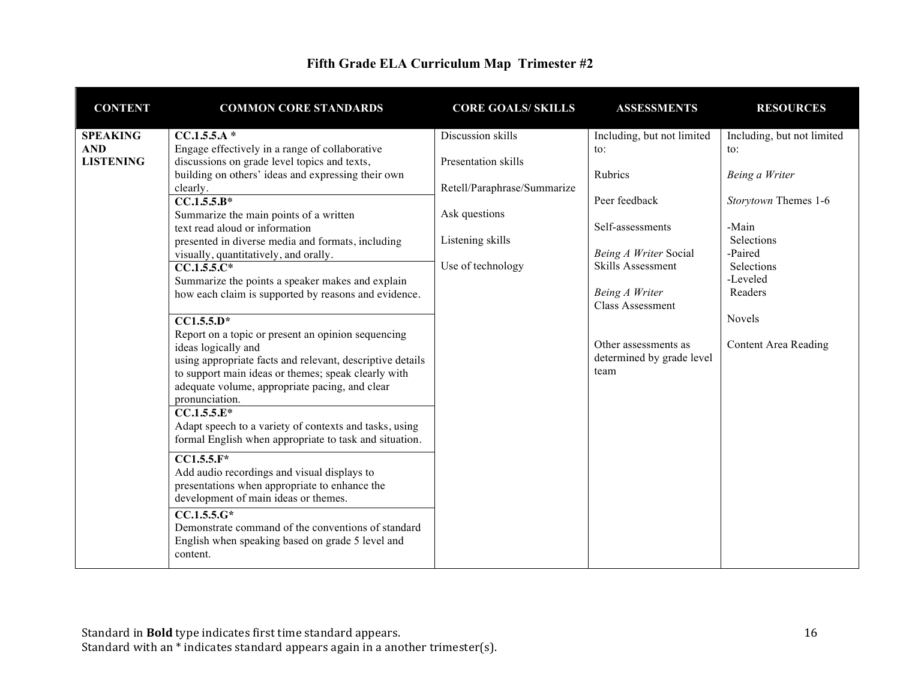# Fifth Grade ELA Curriculum Map Trimester #2

| CONTENT | COMMON CORE STANDARDS | CORE GOALS/ SKILLS | ASSESSMENTS | RESOURCES |
|---|---|---|---|---|
| **SPEAKING AND LISTENING** | **CC.1.5.5.A** * <br> Engage effectively in a range of collaborative discussions on grade level topics and texts, building on others' ideas and expressing their own clearly. | Discussion skills <br><br> Presentation skills <br><br> Retell/Paraphrase/Summarize <br><br> Ask questions <br><br> Listening skills <br><br> Use of technology | Including, but not limited to: <br><br> Rubrics <br><br> Peer feedback <br><br> Self-assessments <br><br> *Being A Writer* Social Skills Assessment <br><br> *Being A Writer* Class Assessment <br><br> Other assessments as determined by grade level team | Including, but not limited to: <br><br> *Being a Writer* <br><br> *Storytown* Themes 1-6 <br><br> -Main Selections <br> -Paired Selections <br> -Leveled Readers <br><br> Novels <br><br> Content Area Reading |
| | **CC.1.5.5.B*** <br> Summarize the main points of a written text read aloud or information presented in diverse media and formats, including visually, quantitatively, and orally. | | | |
| | **CC.1.5.5.C*** <br> Summarize the points a speaker makes and explain how each claim is supported by reasons and evidence. | | | |
| | **CC1.5.5.D*** <br> Report on a topic or present an opinion sequencing ideas logically and using appropriate facts and relevant, descriptive details to support main ideas or themes; speak clearly with adequate volume, appropriate pacing, and clear pronunciation. | | | |
| | **CC.1.5.5.E*** <br> Adapt speech to a variety of contexts and tasks, using formal English when appropriate to task and situation. | | | |
| | **CC1.5.5.F*** <br> Add audio recordings and visual displays to presentations when appropriate to enhance the development of main ideas or themes. | | | |
| | **CC.1.5.5.G*** <br> Demonstrate command of the conventions of standard English when speaking based on grade 5 level and content. | | | |

Standard in **Bold** type indicates first time standard appears.
Standard with an * indicates standard appears again in a another trimester(s).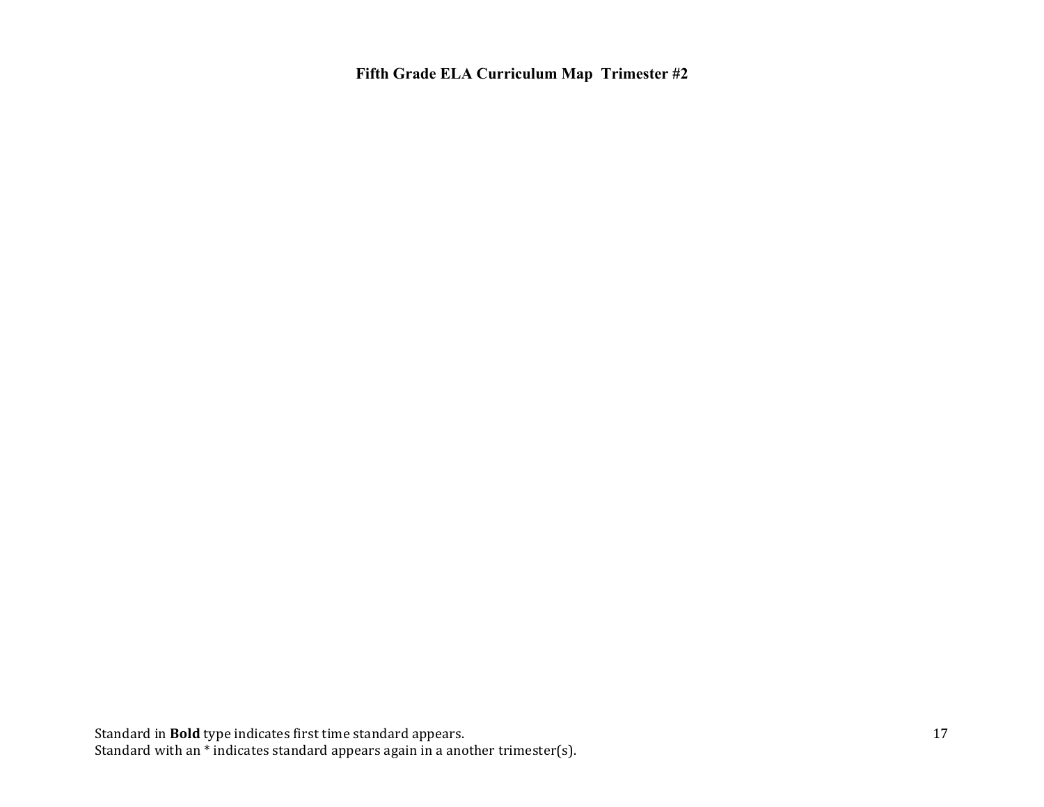# Fifth Grade ELA Curriculum Map Trimester #2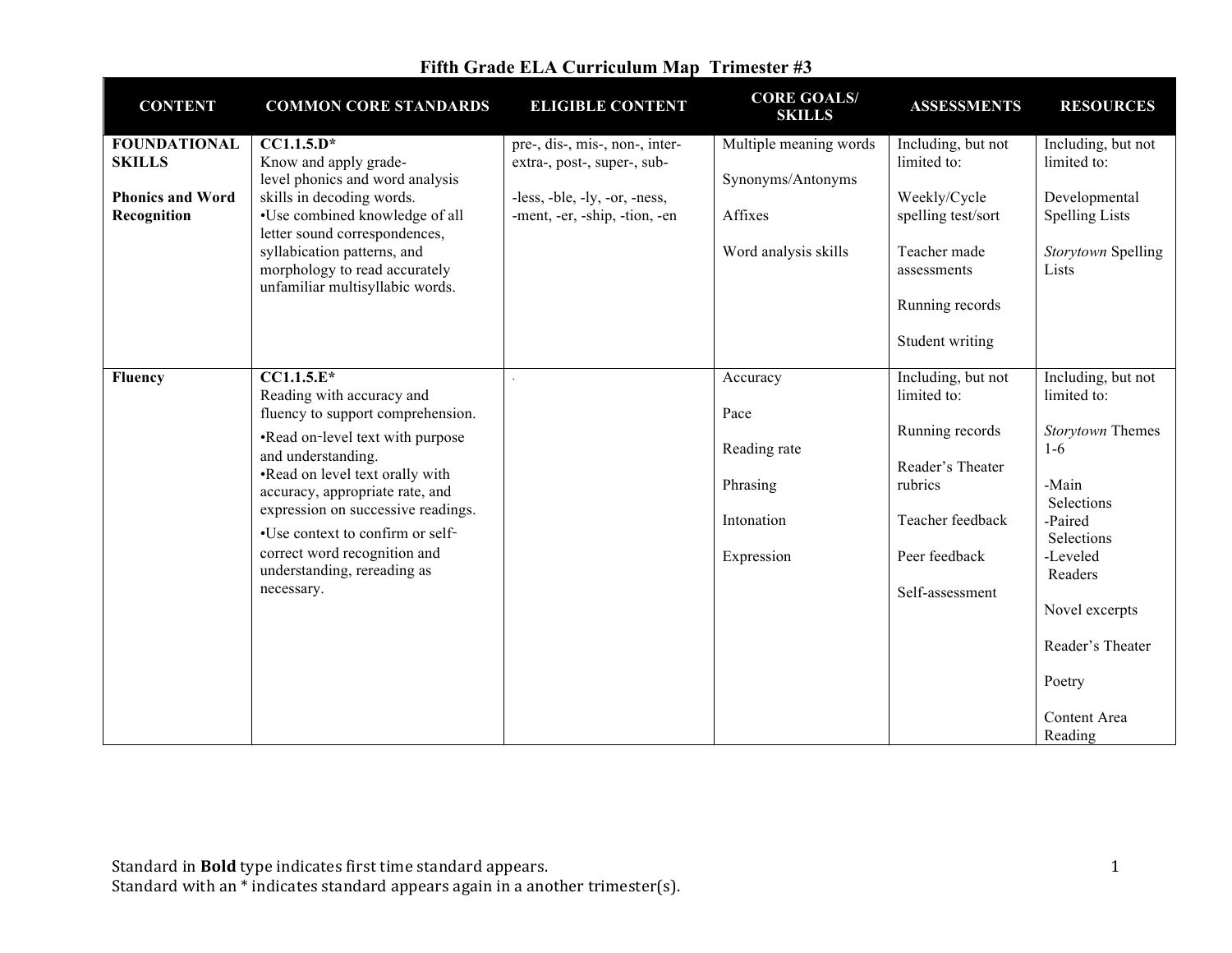# Fifth Grade ELA Curriculum Map Trimester #3

| CONTENT | COMMON CORE STANDARDS | ELIGIBLE CONTENT | CORE GOALS/ SKILLS | ASSESSMENTS | RESOURCES |
|---|---|---|---|---|---|
| **FOUNDATIONAL SKILLS**<br><br>**Phonics and Word Recognition** | **CC1.1.5.D***<br>Know and apply grade-level phonics and word analysis skills in decoding words.<br>•Use combined knowledge of all letter sound correspondences, syllabication patterns, and morphology to read accurately unfamiliar multisyllabic words. | pre-, dis-, mis-, non-, inter-extra-, post-, super-, sub-<br><br>-less, -ble, -ly, -or, -ness, -ment, -er, -ship, -tion, -en | Multiple meaning words<br><br>Synonyms/Antonyms<br><br>Affixes<br><br>Word analysis skills | Including, but not limited to:<br><br>Weekly/Cycle spelling test/sort<br><br>Teacher made assessments<br><br>Running records<br><br>Student writing | Including, but not limited to:<br><br>Developmental Spelling Lists<br><br>*Storytown* Spelling Lists |
| **Fluency** | **CC1.1.5.E***<br>Reading with accuracy and fluency to support comprehension.<br>•Read on-level text with purpose and understanding.<br>•Read on level text orally with accuracy, appropriate rate, and expression on successive readings.<br>•Use context to confirm or self-correct word recognition and understanding, rereading as necessary. | . | Accuracy<br><br>Pace<br><br>Reading rate<br><br>Phrasing<br><br>Intonation<br><br>Expression | Including, but not limited to:<br><br>Running records<br><br>Reader's Theater rubrics<br><br>Teacher feedback<br><br>Peer feedback<br><br>Self-assessment | Including, but not limited to:<br><br>*Storytown* Themes 1-6<br><br>-Main Selections<br>-Paired Selections<br>-Leveled Readers<br><br>Novel excerpts<br><br>Reader's Theater<br><br>Poetry<br><br>Content Area Reading |

Standard in **Bold** type indicates first time standard appears.
Standard with an * indicates standard appears again in a another trimester(s).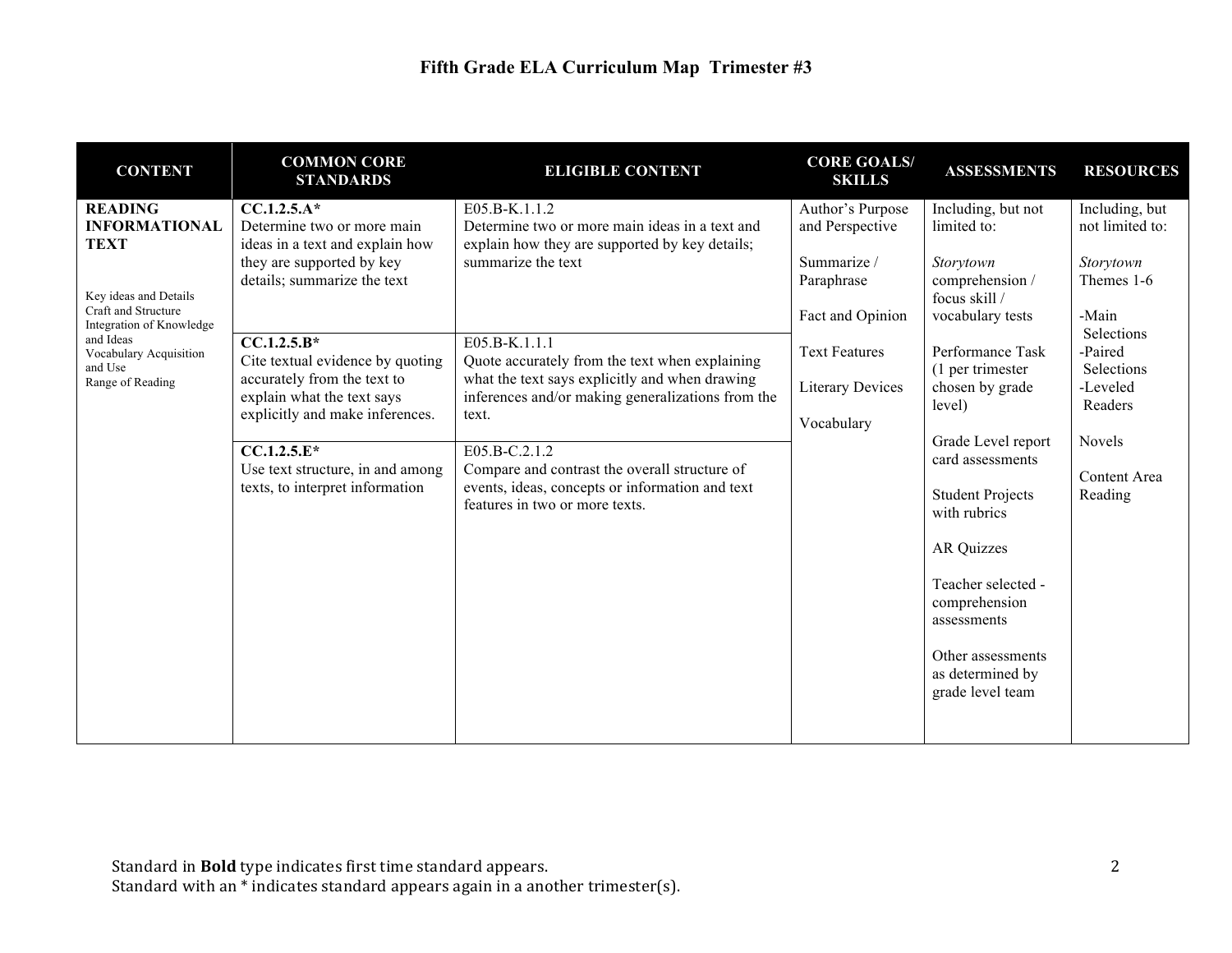# Fifth Grade ELA Curriculum Map Trimester #3

| CONTENT | COMMON CORE STANDARDS | ELIGIBLE CONTENT | CORE GOALS/ SKILLS | ASSESSMENTS | RESOURCES |
|---|---|---|---|---|---|
| **READING INFORMATIONAL TEXT**<br><br>Key ideas and Details<br>Craft and Structure<br>Integration of Knowledge and Ideas<br>Vocabulary Acquisition and Use<br>Range of Reading | **CC.1.2.5.A***<br>Determine two or more main ideas in a text and explain how they are supported by key details; summarize the text | E05.B-K.1.1.2<br>Determine two or more main ideas in a text and explain how they are supported by key details; summarize the text | Author's Purpose and Perspective<br><br>Summarize / Paraphrase<br><br>Fact and Opinion<br><br>Text Features<br><br>Literary Devices<br><br>Vocabulary | Including, but not limited to:<br><br>*Storytown* comprehension / focus skill / vocabulary tests<br><br>Performance Task (1 per trimester chosen by grade level)<br><br>Grade Level report card assessments<br><br>Student Projects with rubrics<br><br>AR Quizzes<br><br>Teacher selected - comprehension assessments<br><br>Other assessments as determined by grade level team | Including, but not limited to:<br><br>*Storytown* Themes 1-6<br><br>-Main Selections<br>-Paired Selections<br>-Leveled Readers<br><br>Novels<br><br>Content Area Reading |
| | **CC.1.2.5.B***<br>Cite textual evidence by quoting accurately from the text to explain what the text says explicitly and make inferences. | E05.B-K.1.1.1<br>Quote accurately from the text when explaining what the text says explicitly and when drawing inferences and/or making generalizations from the text. | | | |
| | **CC.1.2.5.E***<br>Use text structure, in and among texts, to interpret information | E05.B-C.2.1.2<br>Compare and contrast the overall structure of events, ideas, concepts or information and text features in two or more texts. | | | |

Standard in **Bold** type indicates first time standard appears.
Standard with an * indicates standard appears again in a another trimester(s).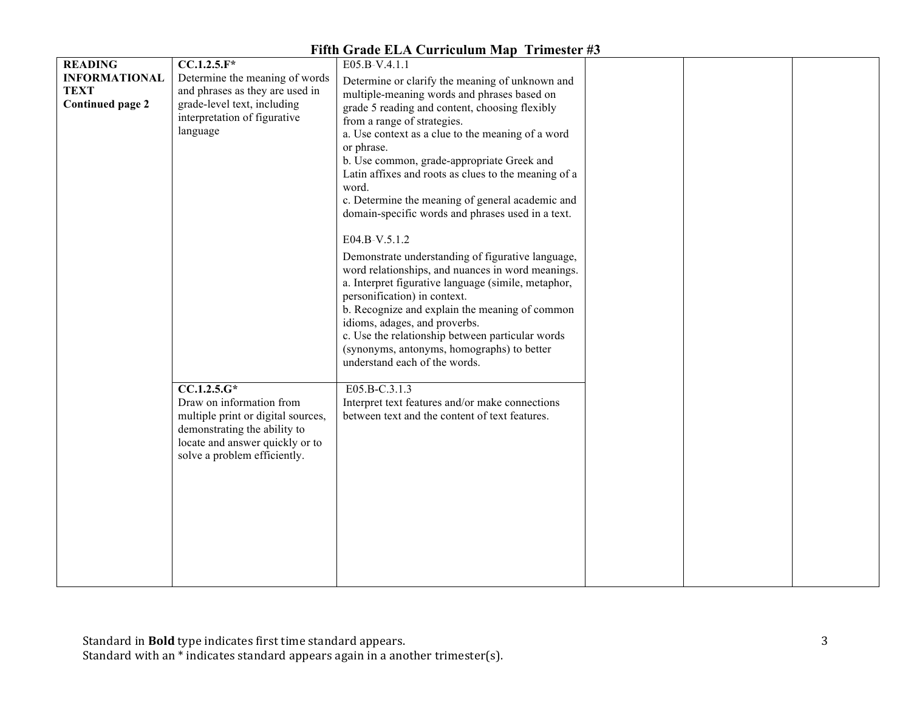# Fifth Grade ELA Curriculum Map Trimester #3

| | | | | | |
|---|---|---|---|---|---|
| **READING INFORMATIONAL TEXT** **Continued page 2** | **CC.1.2.5.F*** Determine the meaning of words and phrases as they are used in grade-level text, including interpretation of figurative language | E05.B-V.4.1.1 Determine or clarify the meaning of unknown and multiple-meaning words and phrases based on grade 5 reading and content, choosing flexibly from a range of strategies. a. Use context as a clue to the meaning of a word or phrase. b. Use common, grade-appropriate Greek and Latin affixes and roots as clues to the meaning of a word. c. Determine the meaning of general academic and domain-specific words and phrases used in a text. E04.B-V.5.1.2 Demonstrate understanding of figurative language, word relationships, and nuances in word meanings. a. Interpret figurative language (simile, metaphor, personification) in context. b. Recognize and explain the meaning of common idioms, adages, and proverbs. c. Use the relationship between particular words (synonyms, antonyms, homographs) to better understand each of the words. | | | |
| | **CC.1.2.5.G*** Draw on information from multiple print or digital sources, demonstrating the ability to locate and answer quickly or to solve a problem efficiently. | E05.B-C.3.1.3 Interpret text features and/or make connections between text and the content of text features. | | | |

Standard in **Bold** type indicates first time standard appears.
Standard with an * indicates standard appears again in a another trimester(s).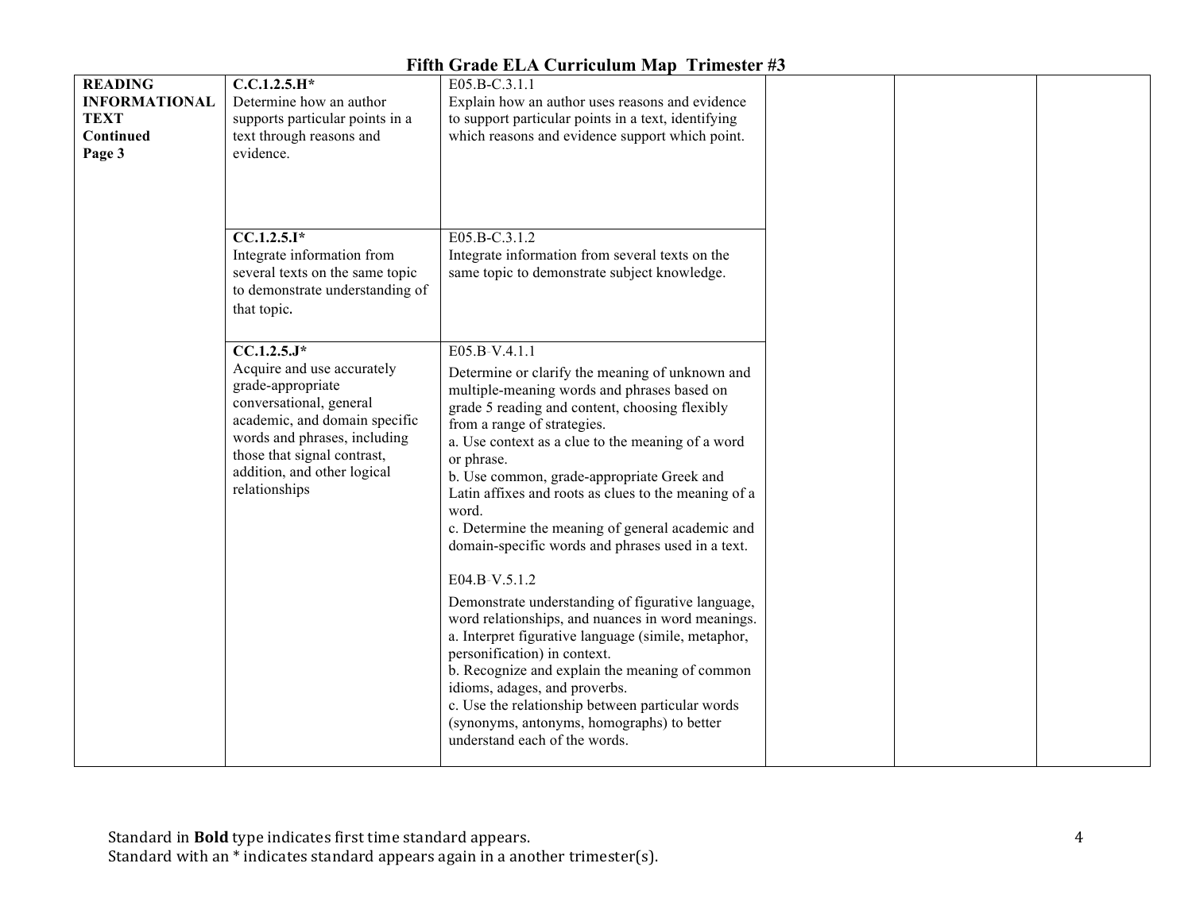# Fifth Grade ELA Curriculum Map Trimester #3

| | | | | | |
|---|---|---|---|---|---|
| **READING INFORMATIONAL TEXT Continued Page 3** | **C.C.1.2.5.H*** Determine how an author supports particular points in a text through reasons and evidence. | E05.B-C.3.1.1 Explain how an author uses reasons and evidence to support particular points in a text, identifying which reasons and evidence support which point. | | | |
| | **CC.1.2.5.I*** Integrate information from several texts on the same topic to demonstrate understanding of that topic. | E05.B-C.3.1.2 Integrate information from several texts on the same topic to demonstrate subject knowledge. | | | |
| | **CC.1.2.5.J*** Acquire and use accurately grade-appropriate conversational, general academic, and domain specific words and phrases, including those that signal contrast, addition, and other logical relationships | E05.B-V.4.1.1 Determine or clarify the meaning of unknown and multiple-meaning words and phrases based on grade 5 reading and content, choosing flexibly from a range of strategies.<br>a. Use context as a clue to the meaning of a word or phrase.<br>b. Use common, grade-appropriate Greek and Latin affixes and roots as clues to the meaning of a word.<br>c. Determine the meaning of general academic and domain-specific words and phrases used in a text.<br><br>E04.B-V.5.1.2 Demonstrate understanding of figurative language, word relationships, and nuances in word meanings.<br>a. Interpret figurative language (simile, metaphor, personification) in context.<br>b. Recognize and explain the meaning of common idioms, adages, and proverbs.<br>c. Use the relationship between particular words (synonyms, antonyms, homographs) to better understand each of the words. | | | |

Standard in **Bold** type indicates first time standard appears.
Standard with an * indicates standard appears again in a another trimester(s).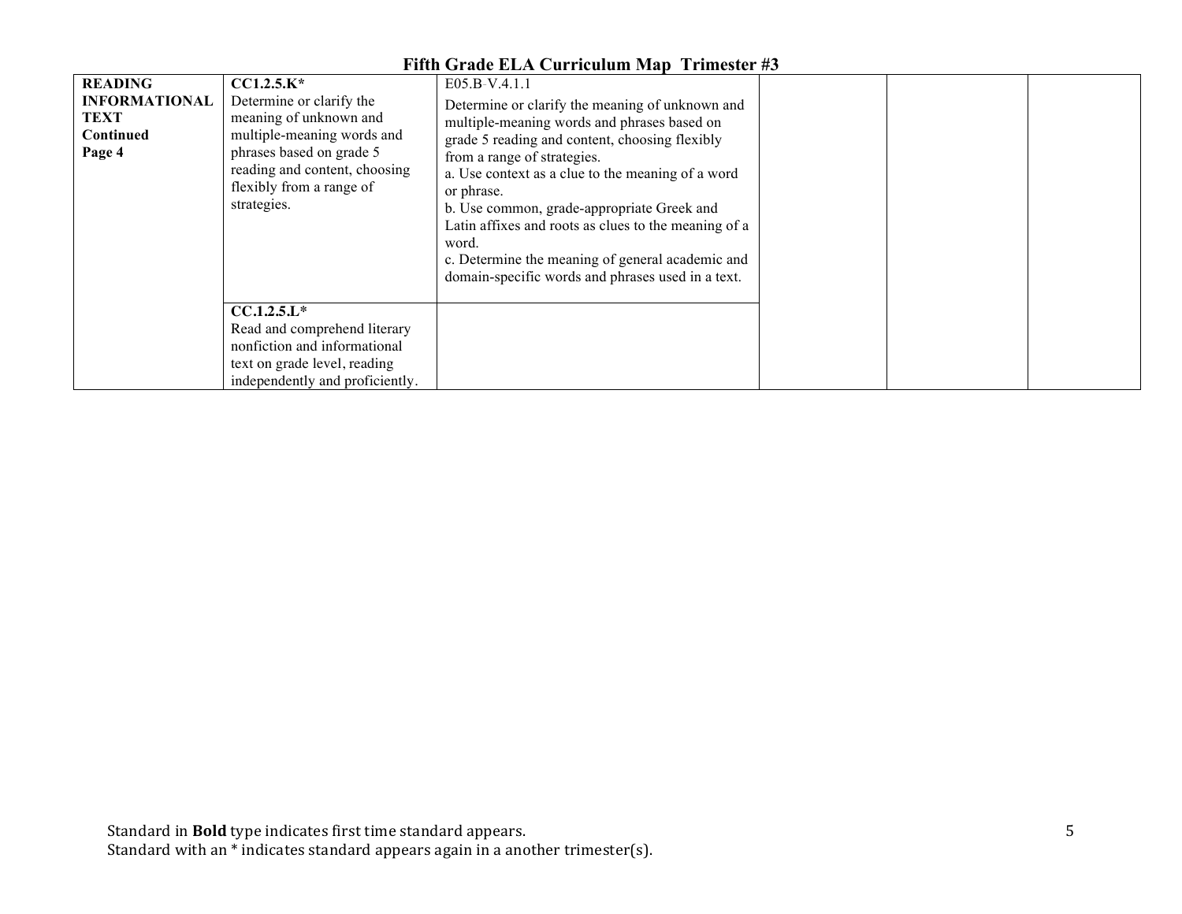## Fifth Grade ELA Curriculum Map Trimester #3

| | | | | | |
|---|---|---|---|---|---|
| **READING INFORMATIONAL TEXT Continued Page 4** | **CC1.2.5.K*** Determine or clarify the meaning of unknown and multiple-meaning words and phrases based on grade 5 reading and content, choosing flexibly from a range of strategies. | E05.B-V.4.1.1 Determine or clarify the meaning of unknown and multiple-meaning words and phrases based on grade 5 reading and content, choosing flexibly from a range of strategies. a. Use context as a clue to the meaning of a word or phrase. b. Use common, grade-appropriate Greek and Latin affixes and roots as clues to the meaning of a word. c. Determine the meaning of general academic and domain-specific words and phrases used in a text. | | | |
| | **CC.1.2.5.L*** Read and comprehend literary nonfiction and informational text on grade level, reading independently and proficiently. | | | | |

Standard in **Bold** type indicates first time standard appears.
Standard with an * indicates standard appears again in a another trimester(s).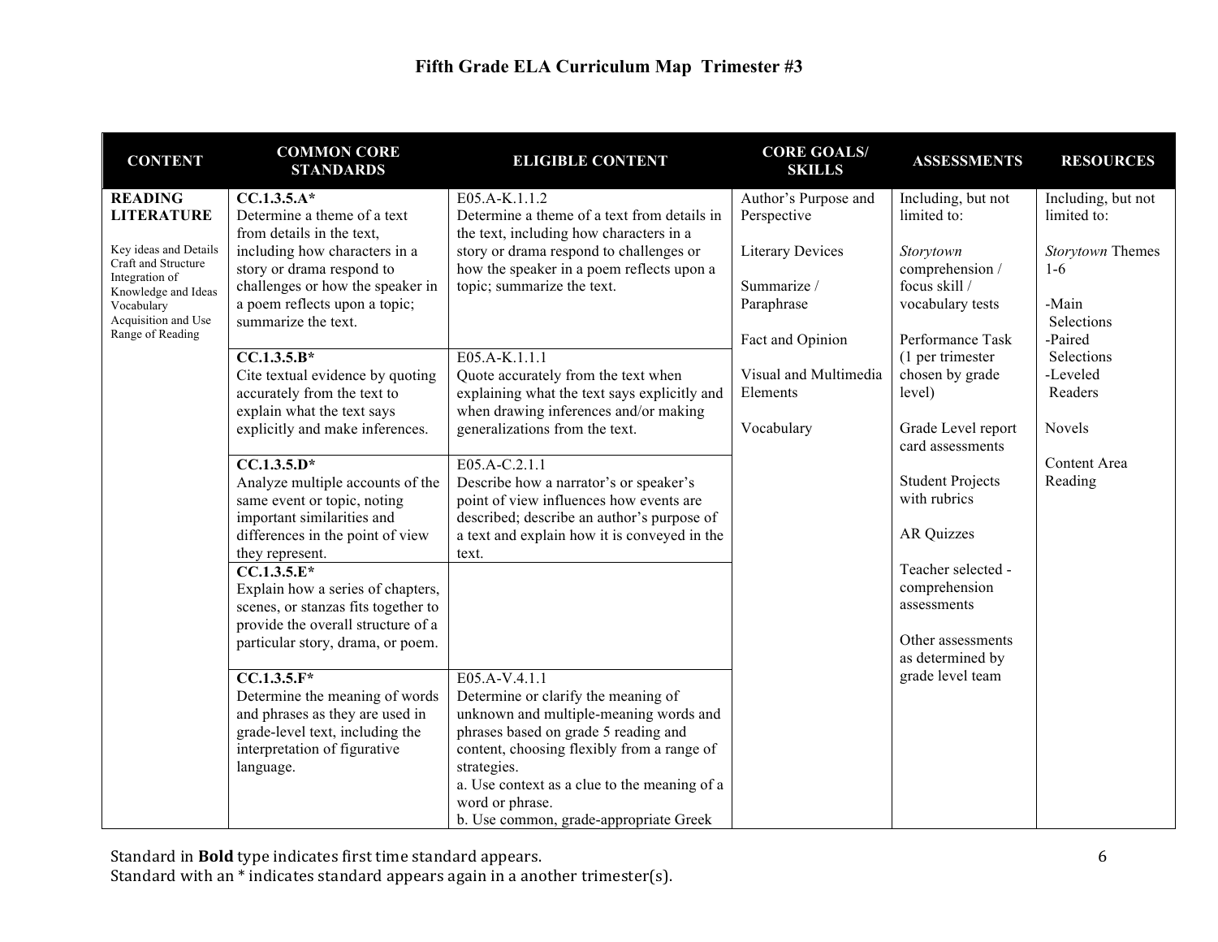# Fifth Grade ELA Curriculum Map Trimester #3

| CONTENT | COMMON CORE STANDARDS | ELIGIBLE CONTENT | CORE GOALS/ SKILLS | ASSESSMENTS | RESOURCES |
|---|---|---|---|---|---|
| **READING LITERATURE**<br><br>Key ideas and Details<br>Craft and Structure<br>Integration of Knowledge and Ideas<br>Vocabulary Acquisition and Use<br>Range of Reading | **CC.1.3.5.A***<br>Determine a theme of a text from details in the text, including how characters in a story or drama respond to challenges or how the speaker in a poem reflects upon a topic; summarize the text. | E05.A-K.1.1.2<br>Determine a theme of a text from details in the text, including how characters in a story or drama respond to challenges or how the speaker in a poem reflects upon a topic; summarize the text. | Author's Purpose and Perspective<br><br>Literary Devices<br><br>Summarize / Paraphrase<br><br>Fact and Opinion<br><br>Visual and Multimedia Elements<br><br>Vocabulary | Including, but not limited to:<br><br>*Storytown* comprehension / focus skill / vocabulary tests<br><br>Performance Task (1 per trimester chosen by grade level)<br><br>Grade Level report card assessments<br><br>Student Projects with rubrics<br><br>AR Quizzes<br><br>Teacher selected - comprehension assessments<br><br>Other assessments as determined by grade level team | Including, but not limited to:<br><br>*Storytown* Themes 1-6<br><br>-Main Selections<br>-Paired Selections<br>-Leveled Readers<br><br>Novels<br><br>Content Area Reading |
| | **CC.1.3.5.B***<br>Cite textual evidence by quoting accurately from the text to explain what the text says explicitly and make inferences. | E05.A-K.1.1.1<br>Quote accurately from the text when explaining what the text says explicitly and when drawing inferences and/or making generalizations from the text. | | | |
| | **CC.1.3.5.D***<br>Analyze multiple accounts of the same event or topic, noting important similarities and differences in the point of view they represent. | E05.A-C.2.1.1<br>Describe how a narrator's or speaker's point of view influences how events are described; describe an author's purpose of a text and explain how it is conveyed in the text. | | | |
| | **CC.1.3.5.E***<br>Explain how a series of chapters, scenes, or stanzas fits together to provide the overall structure of a particular story, drama, or poem. | | | | |
| | **CC.1.3.5.F***<br>Determine the meaning of words and phrases as they are used in grade-level text, including the interpretation of figurative language. | E05.A-V.4.1.1<br>Determine or clarify the meaning of unknown and multiple-meaning words and phrases based on grade 5 reading and content, choosing flexibly from a range of strategies.<br>a. Use context as a clue to the meaning of a word or phrase.<br>b. Use common, grade-appropriate Greek | | | |

Standard in **Bold** type indicates first time standard appears.
Standard with an * indicates standard appears again in a another trimester(s).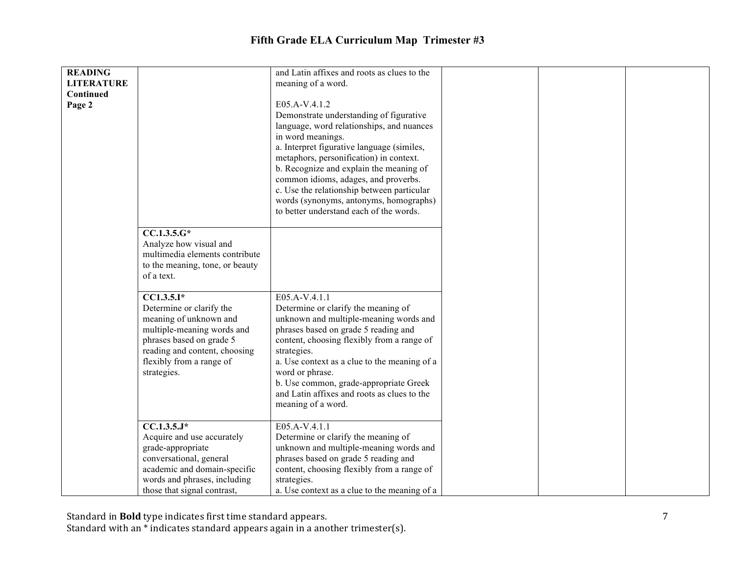# Fifth Grade ELA Curriculum Map Trimester #3

| | | | | | |
|---|---|---|---|---|---|
| **READING LITERATURE Continued Page 2** | | and Latin affixes and roots as clues to the meaning of a word.<br><br>E05.A-V.4.1.2<br>Demonstrate understanding of figurative language, word relationships, and nuances in word meanings.<br>a. Interpret figurative language (similes, metaphors, personification) in context.<br>b. Recognize and explain the meaning of common idioms, adages, and proverbs.<br>c. Use the relationship between particular words (synonyms, antonyms, homographs) to better understand each of the words. | | | |
| | **CC.1.3.5.G***<br>Analyze how visual and multimedia elements contribute to the meaning, tone, or beauty of a text. | | | | |
| | **CC1.3.5.I***<br>Determine or clarify the meaning of unknown and multiple-meaning words and phrases based on grade 5 reading and content, choosing flexibly from a range of strategies. | E05.A-V.4.1.1<br>Determine or clarify the meaning of unknown and multiple-meaning words and phrases based on grade 5 reading and content, choosing flexibly from a range of strategies.<br>a. Use context as a clue to the meaning of a word or phrase.<br>b. Use common, grade-appropriate Greek and Latin affixes and roots as clues to the meaning of a word. | | | |
| | **CC.1.3.5.J***<br>Acquire and use accurately grade-appropriate conversational, general academic and domain-specific words and phrases, including those that signal contrast, | E05.A-V.4.1.1<br>Determine or clarify the meaning of unknown and multiple-meaning words and phrases based on grade 5 reading and content, choosing flexibly from a range of strategies.<br>a. Use context as a clue to the meaning of a | | | |

Standard in **Bold** type indicates first time standard appears.
Standard with an * indicates standard appears again in a another trimester(s).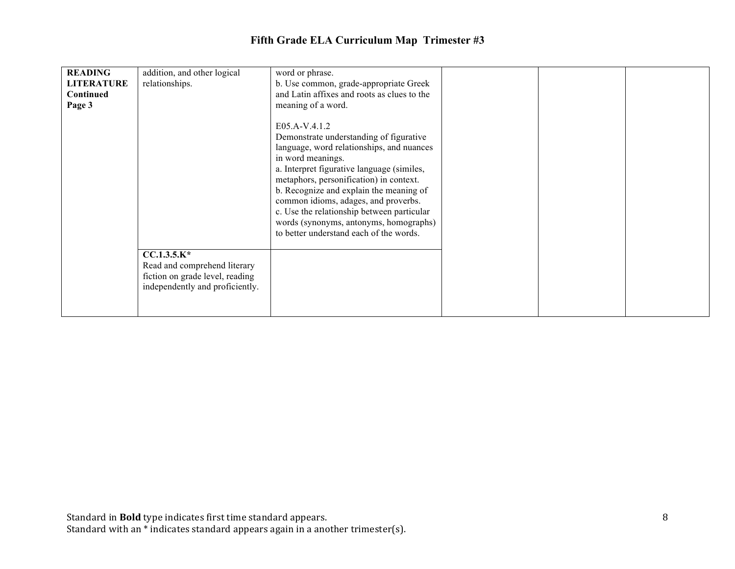# Fifth Grade ELA Curriculum Map Trimester #3

| | | | | | |
|---|---|---|---|---|---|
| **READING LITERATURE Continued Page 3** | addition, and other logical relationships. | word or phrase.<br>b. Use common, grade-appropriate Greek and Latin affixes and roots as clues to the meaning of a word.<br><br>E05.A-V.4.1.2<br>Demonstrate understanding of figurative language, word relationships, and nuances in word meanings.<br>a. Interpret figurative language (similes, metaphors, personification) in context.<br>b. Recognize and explain the meaning of common idioms, adages, and proverbs.<br>c. Use the relationship between particular words (synonyms, antonyms, homographs) to better understand each of the words. | | | |
| | **CC.1.3.5.K***<br>Read and comprehend literary fiction on grade level, reading independently and proficiently. | | | | |

Standard in **Bold** type indicates first time standard appears.
Standard with an * indicates standard appears again in a another trimester(s).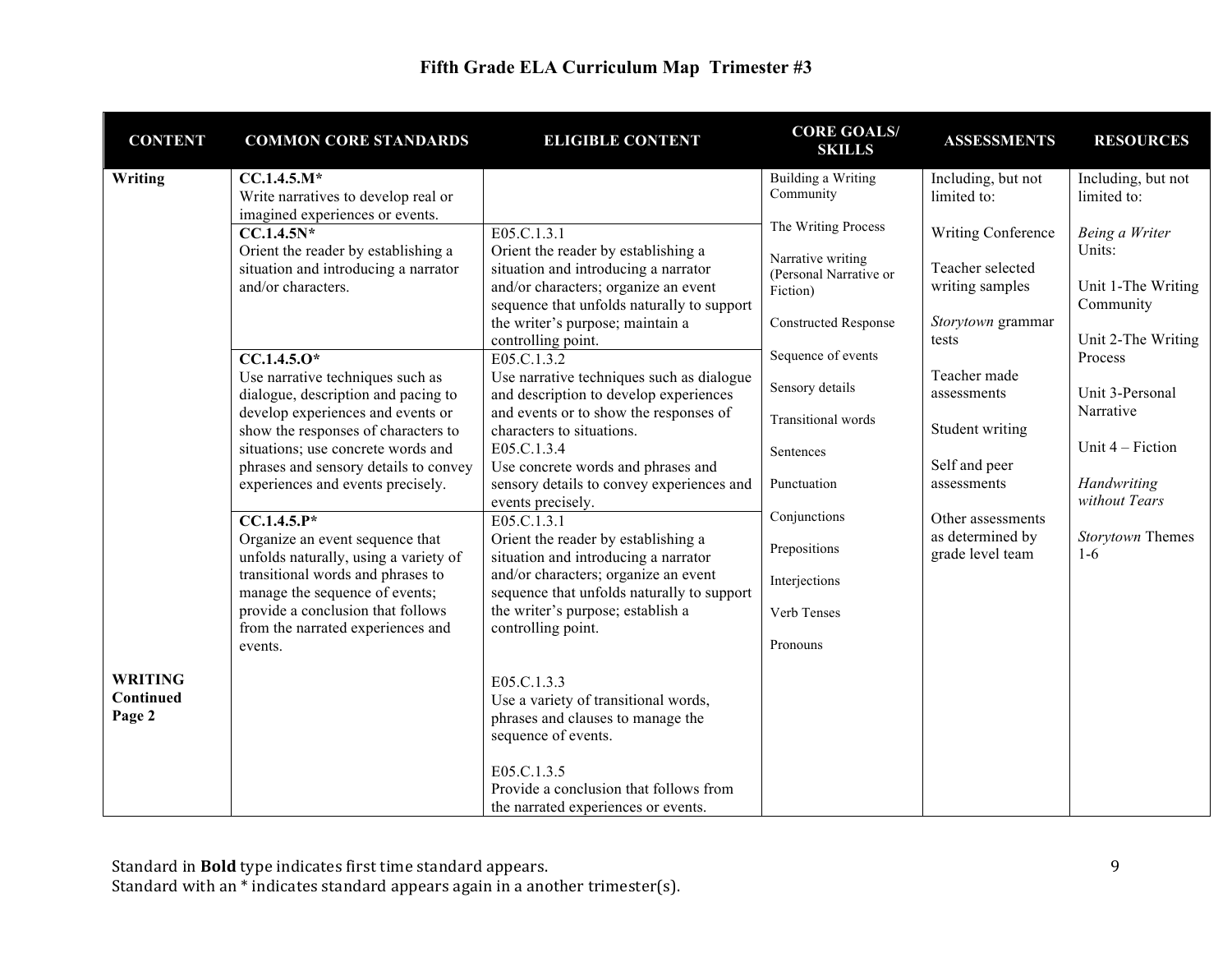# Fifth Grade ELA Curriculum Map Trimester #3

| CONTENT | COMMON CORE STANDARDS | ELIGIBLE CONTENT | CORE GOALS/ SKILLS | ASSESSMENTS | RESOURCES |
|---|---|---|---|---|---|
| Writing | **CC.1.4.5.M*** Write narratives to develop real or imagined experiences or events. | | Building a Writing Community<br><br>The Writing Process<br><br>Narrative writing (Personal Narrative or Fiction)<br><br>Constructed Response<br><br>Sequence of events<br><br>Sensory details<br><br>Transitional words<br><br>Sentences<br><br>Punctuation<br><br>Conjunctions<br><br>Prepositions<br><br>Interjections<br><br>Verb Tenses<br><br>Pronouns | Including, but not limited to:<br><br>Writing Conference<br><br>Teacher selected writing samples<br><br>*Storytown* grammar tests<br><br>Teacher made assessments<br><br>Student writing<br><br>Self and peer assessments<br><br>Other assessments as determined by grade level team | Including, but not limited to:<br><br>*Being a Writer* Units:<br><br>Unit 1-The Writing Community<br><br>Unit 2-The Writing Process<br><br>Unit 3-Personal Narrative<br><br>Unit 4 – Fiction<br><br>*Handwriting without Tears*<br><br>*Storytown* Themes 1-6 |
| | **CC.1.4.5N*** Orient the reader by establishing a situation and introducing a narrator and/or characters. | E05.C.1.3.1 Orient the reader by establishing a situation and introducing a narrator and/or characters; organize an event sequence that unfolds naturally to support the writer's purpose; maintain a controlling point. | | | |
| | **CC.1.4.5.O*** Use narrative techniques such as dialogue, description and pacing to develop experiences and events or show the responses of characters to situations; use concrete words and phrases and sensory details to convey experiences and events precisely. | E05.C.1.3.2 Use narrative techniques such as dialogue and description to develop experiences and events or to show the responses of characters to situations.<br>E05.C.1.3.4 Use concrete words and phrases and sensory details to convey experiences and events precisely. | | | |
| | **CC.1.4.5.P*** Organize an event sequence that unfolds naturally, using a variety of transitional words and phrases to manage the sequence of events; provide a conclusion that follows from the narrated experiences and events. | E05.C.1.3.1 Orient the reader by establishing a situation and introducing a narrator and/or characters; organize an event sequence that unfolds naturally to support the writer's purpose; establish a controlling point. | | | |
| **WRITING Continued Page 2** | | E05.C.1.3.3 Use a variety of transitional words, phrases and clauses to manage the sequence of events.<br><br>E05.C.1.3.5 Provide a conclusion that follows from the narrated experiences or events. | | | |

Standard in **Bold** type indicates first time standard appears.
Standard with an * indicates standard appears again in a another trimester(s).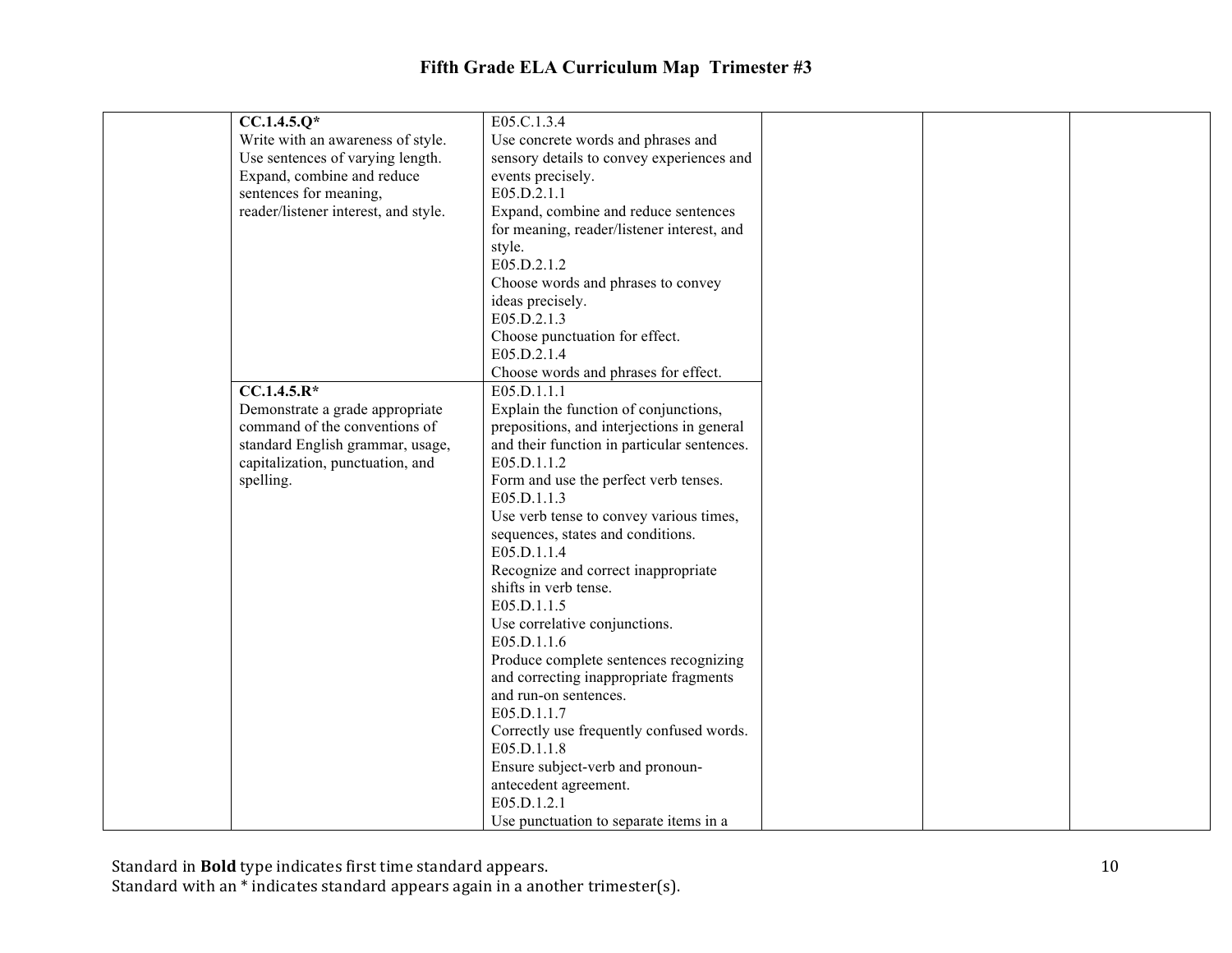# Fifth Grade ELA Curriculum Map Trimester #3

| | | | | | |
|---|---|---|---|---|---|
| | **CC.1.4.5.Q*** Write with an awareness of style. Use sentences of varying length. Expand, combine and reduce sentences for meaning, reader/listener interest, and style. | E05.C.1.3.4 Use concrete words and phrases and sensory details to convey experiences and events precisely. E05.D.2.1.1 Expand, combine and reduce sentences for meaning, reader/listener interest, and style. E05.D.2.1.2 Choose words and phrases to convey ideas precisely. E05.D.2.1.3 Choose punctuation for effect. E05.D.2.1.4 Choose words and phrases for effect. | | | |
| | **CC.1.4.5.R*** Demonstrate a grade appropriate command of the conventions of standard English grammar, usage, capitalization, punctuation, and spelling. | E05.D.1.1.1 Explain the function of conjunctions, prepositions, and interjections in general and their function in particular sentences. E05.D.1.1.2 Form and use the perfect verb tenses. E05.D.1.1.3 Use verb tense to convey various times, sequences, states and conditions. E05.D.1.1.4 Recognize and correct inappropriate shifts in verb tense. E05.D.1.1.5 Use correlative conjunctions. E05.D.1.1.6 Produce complete sentences recognizing and correcting inappropriate fragments and run-on sentences. E05.D.1.1.7 Correctly use frequently confused words. E05.D.1.1.8 Ensure subject-verb and pronoun-antecedent agreement. E05.D.1.2.1 Use punctuation to separate items in a | | | |

Standard in **Bold** type indicates first time standard appears.
Standard with an * indicates standard appears again in a another trimester(s).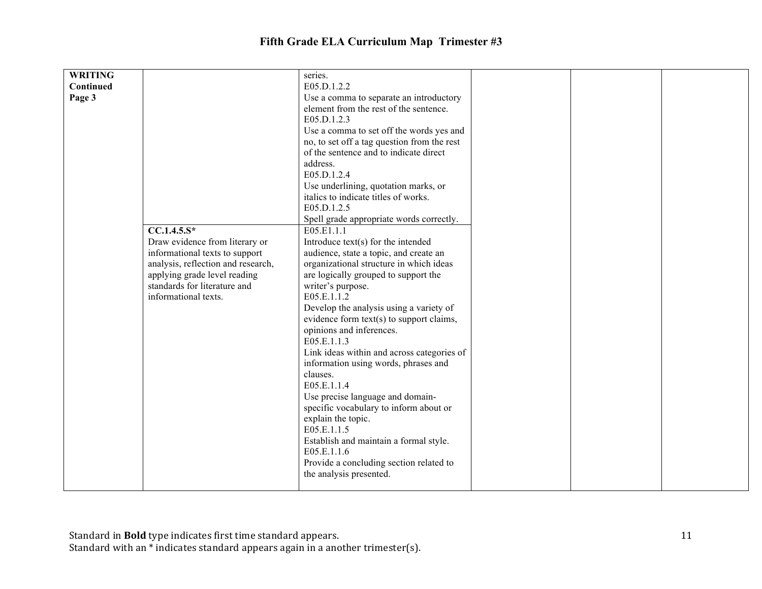# Fifth Grade ELA Curriculum Map Trimester #3

| | | | | | |
|---|---|---|---|---|---|
| **WRITING Continued Page 3** | | series.<br>E05.D.1.2.2<br>Use a comma to separate an introductory element from the rest of the sentence.<br>E05.D.1.2.3<br>Use a comma to set off the words yes and no, to set off a tag question from the rest of the sentence and to indicate direct address.<br>E05.D.1.2.4<br>Use underlining, quotation marks, or italics to indicate titles of works.<br>E05.D.1.2.5<br>Spell grade appropriate words correctly. | | | |
| | **CC.1.4.5.S***<br>Draw evidence from literary or informational texts to support analysis, reflection and research, applying grade level reading standards for literature and informational texts. | E05.E1.1.1<br>Introduce text(s) for the intended audience, state a topic, and create an organizational structure in which ideas are logically grouped to support the writer's purpose.<br>E05.E.1.1.2<br>Develop the analysis using a variety of evidence form text(s) to support claims, opinions and inferences.<br>E05.E.1.1.3<br>Link ideas within and across categories of information using words, phrases and clauses.<br>E05.E.1.1.4<br>Use precise language and domain-specific vocabulary to inform about or explain the topic.<br>E05.E.1.1.5<br>Establish and maintain a formal style.<br>E05.E.1.1.6<br>Provide a concluding section related to the analysis presented. | | | |

Standard in **Bold** type indicates first time standard appears.
Standard with an * indicates standard appears again in a another trimester(s).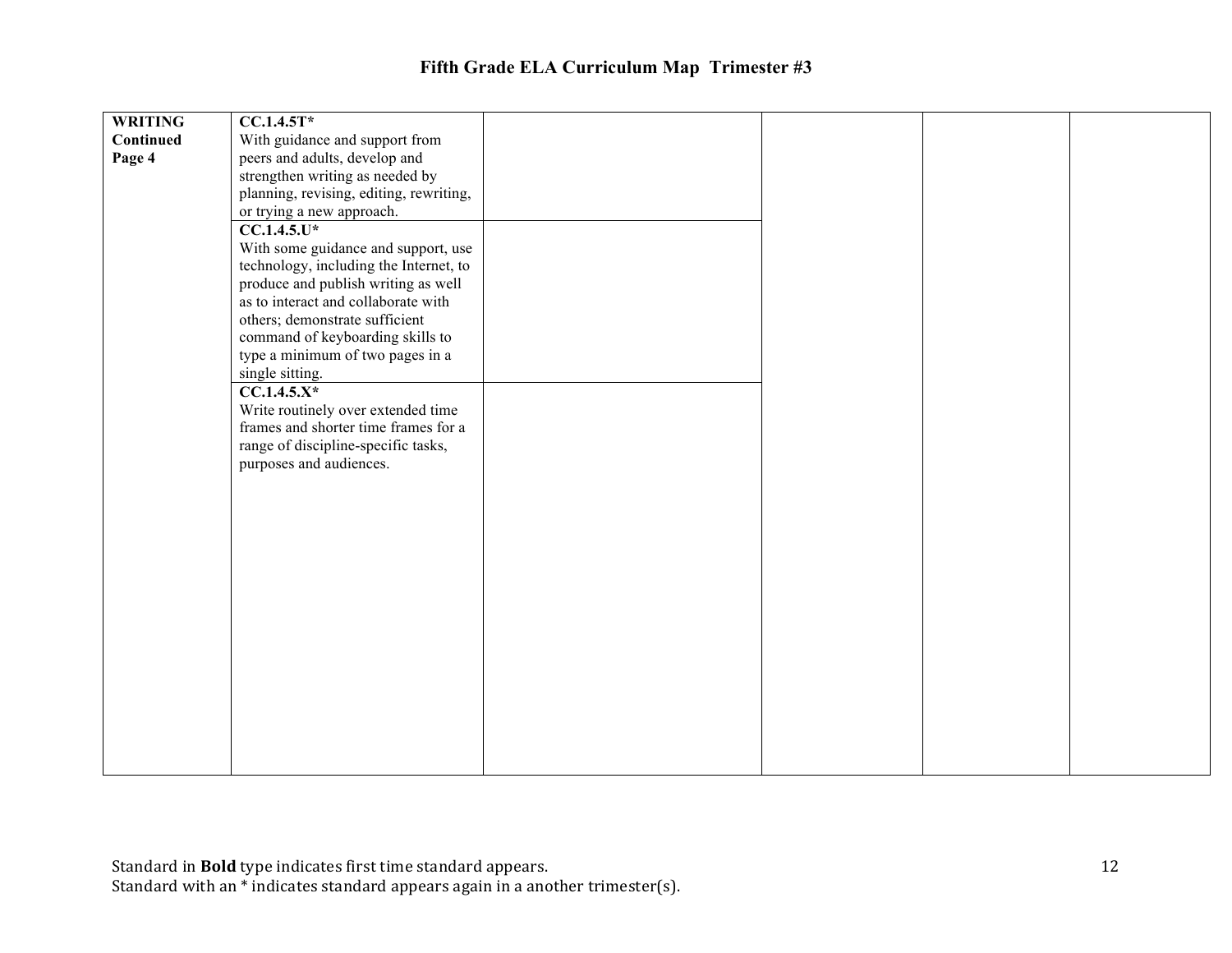# Fifth Grade ELA Curriculum Map Trimester #3

| | | | | | |
|---|---|---|---|---|---|
| **WRITING Continued Page 4** | **CC.1.4.5T*** With guidance and support from peers and adults, develop and strengthen writing as needed by planning, revising, editing, rewriting, or trying a new approach. | | | | |
| | **CC.1.4.5.U*** With some guidance and support, use technology, including the Internet, to produce and publish writing as well as to interact and collaborate with others; demonstrate sufficient command of keyboarding skills to type a minimum of two pages in a single sitting. | | | | |
| | **CC.1.4.5.X*** Write routinely over extended time frames and shorter time frames for a range of discipline-specific tasks, purposes and audiences. | | | | |

Standard in **Bold** type indicates first time standard appears.
Standard with an * indicates standard appears again in a another trimester(s).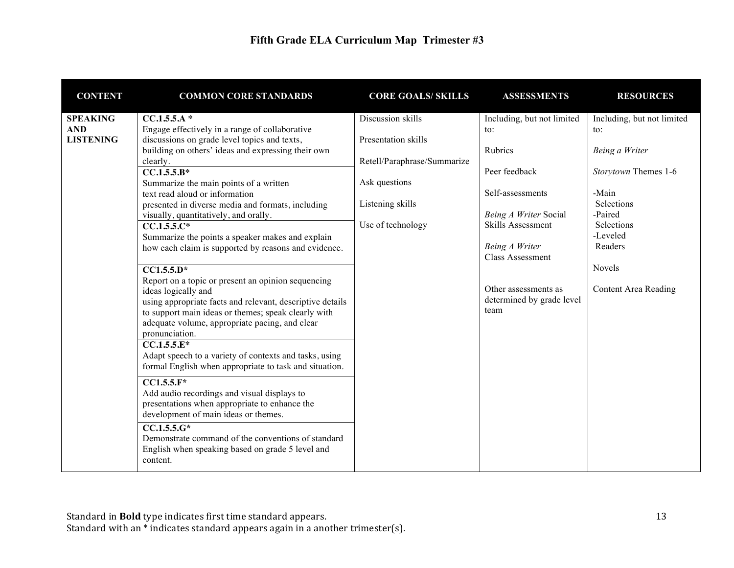# Fifth Grade ELA Curriculum Map Trimester #3

| CONTENT | COMMON CORE STANDARDS | CORE GOALS/ SKILLS | ASSESSMENTS | RESOURCES |
|---|---|---|---|---|
| **SPEAKING AND LISTENING** | **CC.1.5.5.A *** Engage effectively in a range of collaborative discussions on grade level topics and texts, building on others' ideas and expressing their own clearly.<br>**CC.1.5.5.B*** Summarize the main points of a written text read aloud or information presented in diverse media and formats, including visually, quantitatively, and orally.<br>**CC.1.5.5.C*** Summarize the points a speaker makes and explain how each claim is supported by reasons and evidence.<br>**CC1.5.5.D*** Report on a topic or present an opinion sequencing ideas logically and using appropriate facts and relevant, descriptive details to support main ideas or themes; speak clearly with adequate volume, appropriate pacing, and clear pronunciation.<br>**CC.1.5.5.E*** Adapt speech to a variety of contexts and tasks, using formal English when appropriate to task and situation.<br>**CC1.5.5.F*** Add audio recordings and visual displays to presentations when appropriate to enhance the development of main ideas or themes.<br>**CC.1.5.5.G*** Demonstrate command of the conventions of standard English when speaking based on grade 5 level and content. | Discussion skills<br><br>Presentation skills<br><br>Retell/Paraphrase/Summarize<br><br>Ask questions<br><br>Listening skills<br><br>Use of technology | Including, but not limited to:<br><br>Rubrics<br><br>Peer feedback<br><br>Self-assessments<br><br>*Being A Writer* Social Skills Assessment<br><br>*Being A Writer* Class Assessment<br><br>Other assessments as determined by grade level team | Including, but not limited to:<br><br>*Being a Writer*<br><br>*Storytown* Themes 1-6<br><br>-Main Selections<br>-Paired Selections<br>-Leveled Readers<br><br>Novels<br><br>Content Area Reading |

Standard in **Bold** type indicates first time standard appears.
Standard with an * indicates standard appears again in a another trimester(s).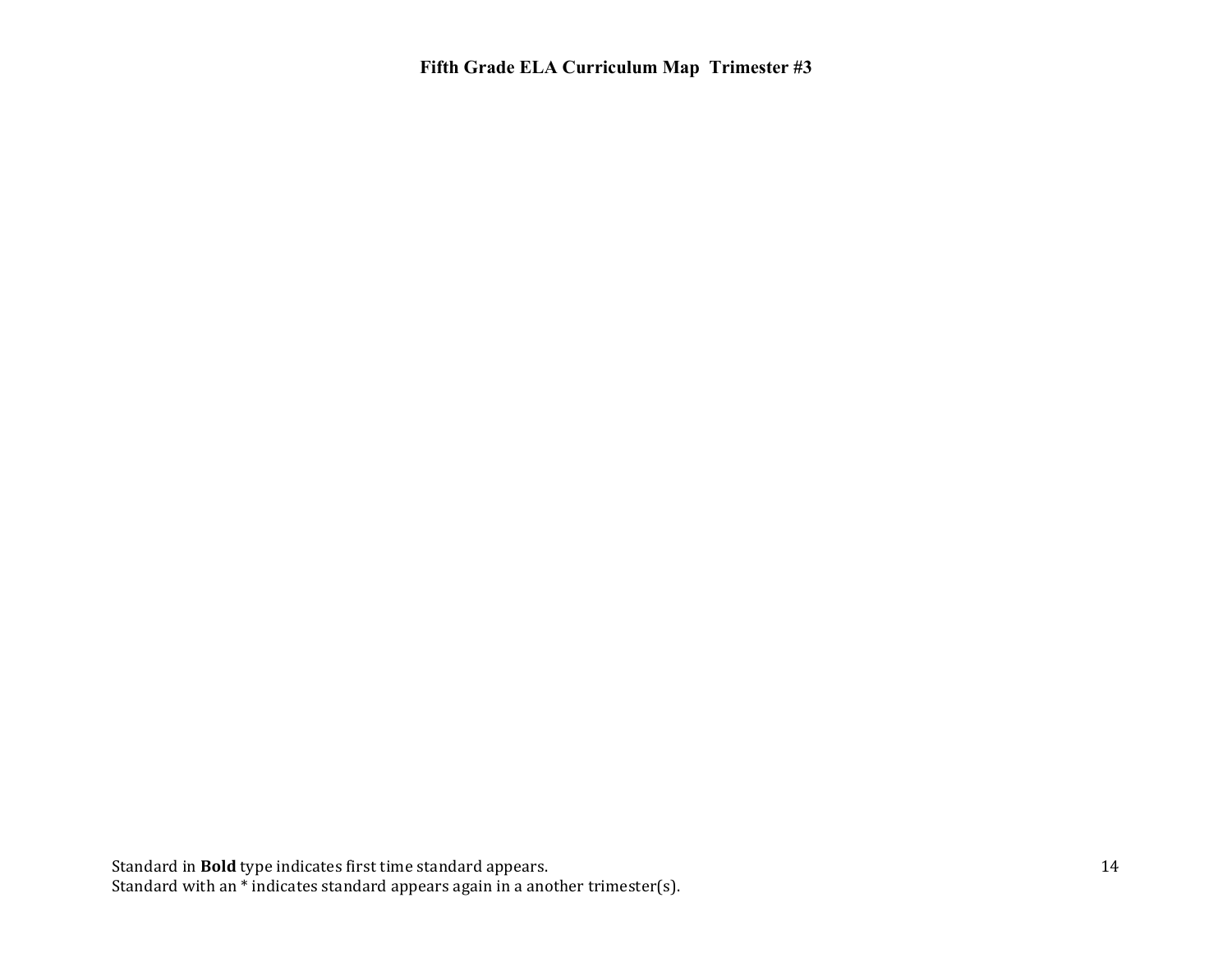# Fifth Grade ELA Curriculum Map Trimester #3